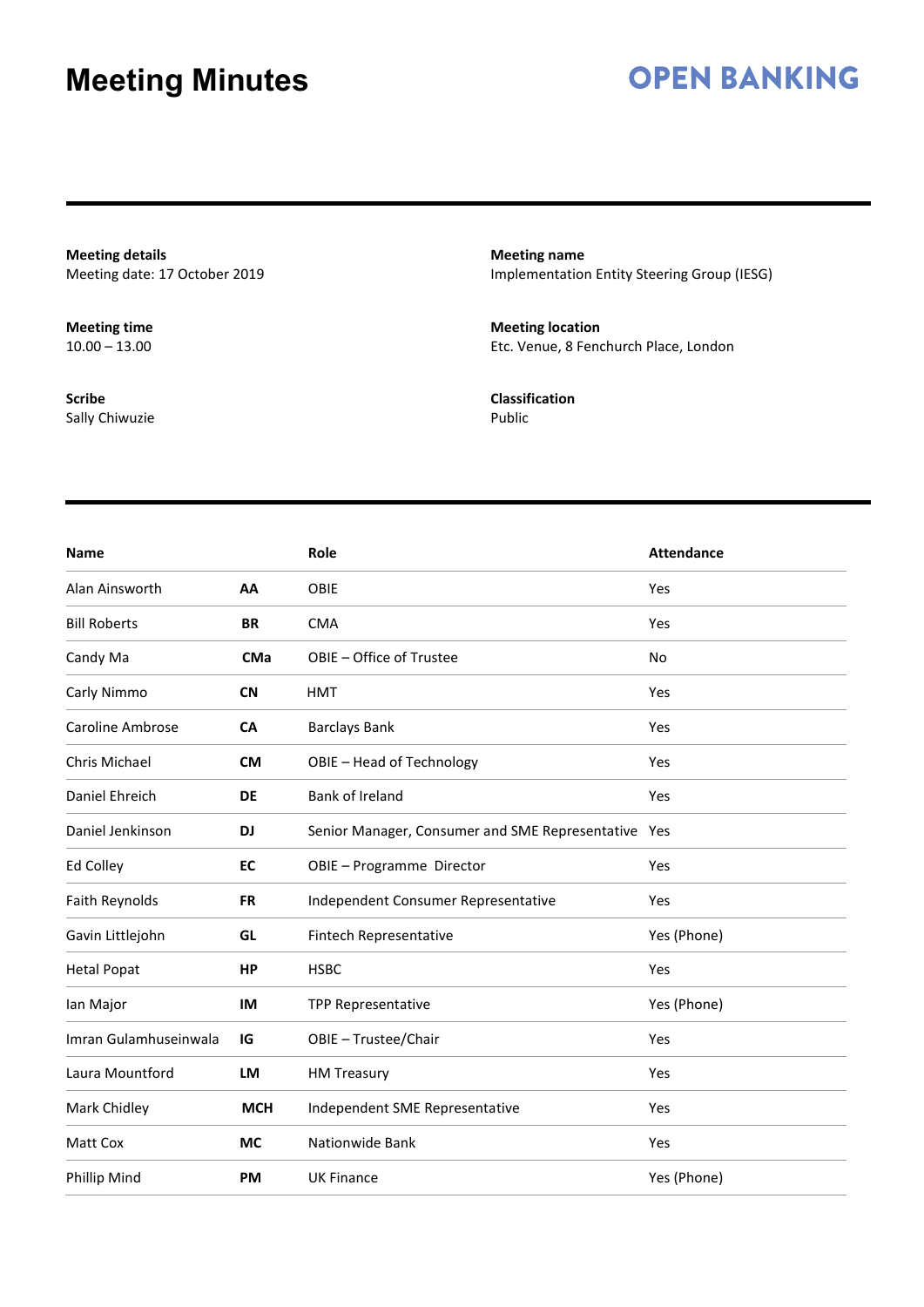# Meeting Minutes

**OPEN BANKING**

**Meeting details**
Meeting date: 17 October 2019

**Meeting name**
Implementation Entity Steering Group (IESG)

**Meeting time**
10.00 – 13.00

**Meeting location**
Etc. Venue, 8 Fenchurch Place, London

**Scribe**
Sally Chiwuzie

**Classification**
Public

| Name | | Role | Attendance |
|---|---|---|---|
| Alan Ainsworth | **AA** | OBIE | Yes |
| Bill Roberts | **BR** | CMA | Yes |
| Candy Ma | **CMa** | OBIE – Office of Trustee | No |
| Carly Nimmo | **CN** | HMT | Yes |
| Caroline Ambrose | **CA** | Barclays Bank | Yes |
| Chris Michael | **CM** | OBIE – Head of Technology | Yes |
| Daniel Ehreich | **DE** | Bank of Ireland | Yes |
| Daniel Jenkinson | **DJ** | Senior Manager, Consumer and SME Representative | Yes |
| Ed Colley | **EC** | OBIE – Programme Director | Yes |
| Faith Reynolds | **FR** | Independent Consumer Representative | Yes |
| Gavin Littlejohn | **GL** | Fintech Representative | Yes (Phone) |
| Hetal Popat | **HP** | HSBC | Yes |
| Ian Major | **IM** | TPP Representative | Yes (Phone) |
| Imran Gulamhuseinwala | **IG** | OBIE – Trustee/Chair | Yes |
| Laura Mountford | **LM** | HM Treasury | Yes |
| Mark Chidley | **MCH** | Independent SME Representative | Yes |
| Matt Cox | **MC** | Nationwide Bank | Yes |
| Phillip Mind | **PM** | UK Finance | Yes (Phone) |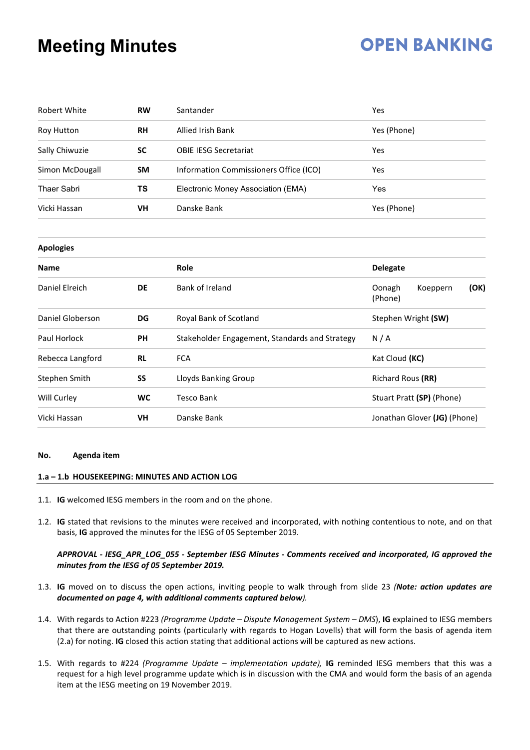| | | | |
|---|---|---|---|
| Robert White | **RW** | Santander | Yes |
| Roy Hutton | **RH** | Allied Irish Bank | Yes (Phone) |
| Sally Chiwuzie | **SC** | OBIE IESG Secretariat | Yes |
| Simon McDougall | **SM** | Information Commissioners Office (ICO) | Yes |
| Thaer Sabri | **TS** | Electronic Money Association (EMA) | Yes |
| Vicki Hassan | **VH** | Danske Bank | Yes (Phone) |

**Apologies**

| **Name** | | **Role** | **Delegate** |
|---|---|---|---|
| Daniel Elreich | **DE** | Bank of Ireland | Oonagh Koeppern **(OK)** (Phone) |
| Daniel Globerson | **DG** | Royal Bank of Scotland | Stephen Wright **(SW)** |
| Paul Horlock | **PH** | Stakeholder Engagement, Standards and Strategy | N / A |
| Rebecca Langford | **RL** | FCA | Kat Cloud **(KC)** |
| Stephen Smith | **SS** | Lloyds Banking Group | Richard Rous **(RR)** |
| Will Curley | **WC** | Tesco Bank | Stuart Pratt **(SP)** (Phone) |
| Vicki Hassan | **VH** | Danske Bank | Jonathan Glover **(JG)** (Phone) |

**No. Agenda item**

**1.a – 1.b HOUSEKEEPING: MINUTES AND ACTION LOG**

1.1. **IG** welcomed IESG members in the room and on the phone.

1.2. **IG** stated that revisions to the minutes were received and incorporated, with nothing contentious to note, and on that basis, **IG** approved the minutes for the IESG of 05 September 2019.

***APPROVAL - IESG_APR_LOG_055 - September IESG Minutes - Comments received and incorporated, IG approved the minutes from the IESG of 05 September 2019.***

1.3. **IG** moved on to discuss the open actions, inviting people to walk through from slide 23 *(**Note: action updates are documented on page 4, with additional comments captured below**).*

1.4. With regards to Action #223 *(Programme Update – Dispute Management System – DMS)*, **IG** explained to IESG members that there are outstanding points (particularly with regards to Hogan Lovells) that will form the basis of agenda item (2.a) for noting. **IG** closed this action stating that additional actions will be captured as new actions.

1.5. With regards to #224 *(Programme Update – implementation update),* **IG** reminded IESG members that this was a request for a high level programme update which is in discussion with the CMA and would form the basis of an agenda item at the IESG meeting on 19 November 2019.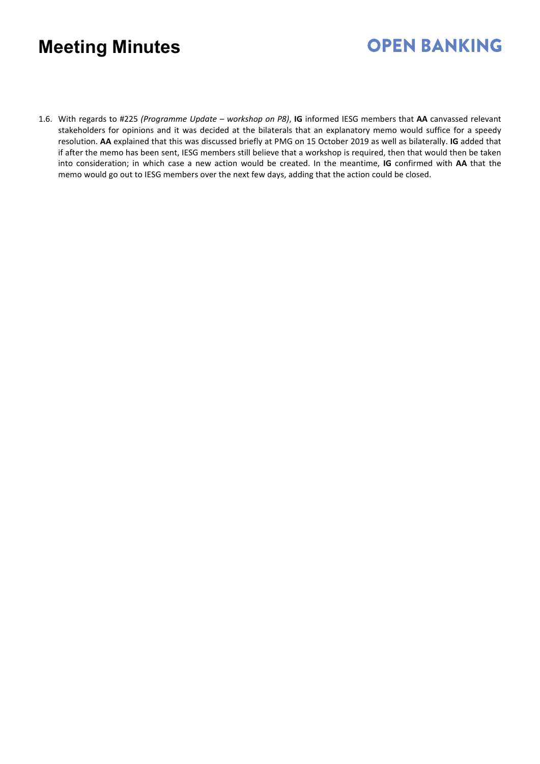1.6. With regards to #225 *(Programme Update – workshop on P8)*, **IG** informed IESG members that **AA** canvassed relevant stakeholders for opinions and it was decided at the bilaterals that an explanatory memo would suffice for a speedy resolution. **AA** explained that this was discussed briefly at PMG on 15 October 2019 as well as bilaterally. **IG** added that if after the memo has been sent, IESG members still believe that a workshop is required, then that would then be taken into consideration; in which case a new action would be created. In the meantime, **IG** confirmed with **AA** that the memo would go out to IESG members over the next few days, adding that the action could be closed.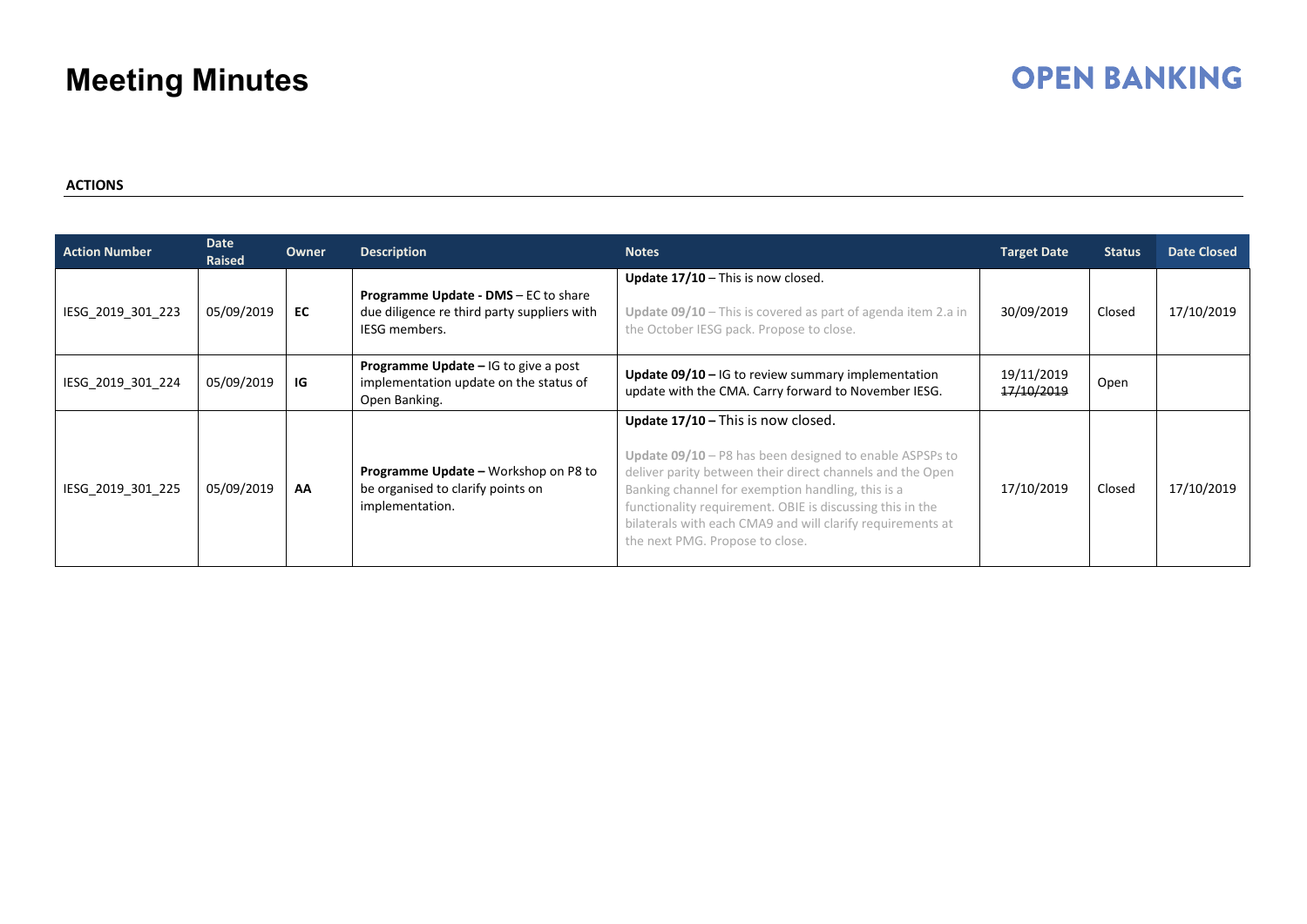# Meeting Minutes

**ACTIONS**

| Action Number | Date Raised | Owner | Description | Notes | Target Date | Status | Date Closed |
|---|---|---|---|---|---|---|---|
| IESG_2019_301_223 | 05/09/2019 | **EC** | **Programme Update - DMS** – EC to share due diligence re third party suppliers with IESG members. | **Update 17/10** – This is now closed.<br><br>**Update 09/10** – This is covered as part of agenda item 2.a in the October IESG pack. Propose to close. | 30/09/2019 | Closed | 17/10/2019 |
| IESG_2019_301_224 | 05/09/2019 | **IG** | **Programme Update –** IG to give a post implementation update on the status of Open Banking. | **Update 09/10 –** IG to review summary implementation update with the CMA. Carry forward to November IESG. | 19/11/2019<br>~~17/10/2019~~ | Open | |
| IESG_2019_301_225 | 05/09/2019 | **AA** | **Programme Update –** Workshop on P8 to be organised to clarify points on implementation. | **Update 17/10 –** This is now closed.<br><br>**Update 09/10** – P8 has been designed to enable ASPSPs to deliver parity between their direct channels and the Open Banking channel for exemption handling, this is a functionality requirement. OBIE is discussing this in the bilaterals with each CMA9 and will clarify requirements at the next PMG. Propose to close. | 17/10/2019 | Closed | 17/10/2019 |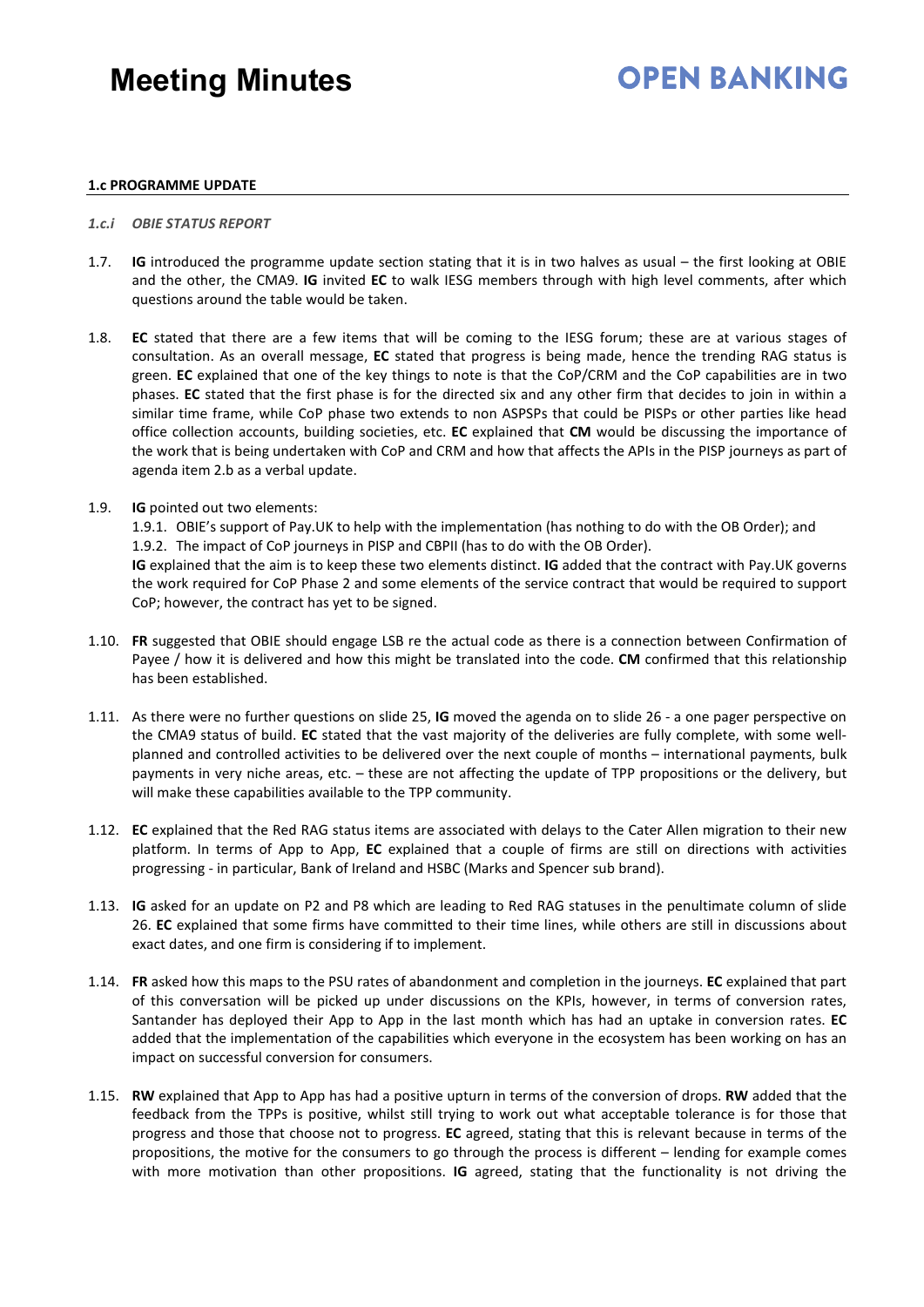#### 1.c PROGRAMME UPDATE

*1.c.i OBIE STATUS REPORT*

1.7. **IG** introduced the programme update section stating that it is in two halves as usual – the first looking at OBIE and the other, the CMA9. **IG** invited **EC** to walk IESG members through with high level comments, after which questions around the table would be taken.

1.8. **EC** stated that there are a few items that will be coming to the IESG forum; these are at various stages of consultation. As an overall message, **EC** stated that progress is being made, hence the trending RAG status is green. **EC** explained that one of the key things to note is that the CoP/CRM and the CoP capabilities are in two phases. **EC** stated that the first phase is for the directed six and any other firm that decides to join in within a similar time frame, while CoP phase two extends to non ASPSPs that could be PISPs or other parties like head office collection accounts, building societies, etc. **EC** explained that **CM** would be discussing the importance of the work that is being undertaken with CoP and CRM and how that affects the APIs in the PISP journeys as part of agenda item 2.b as a verbal update.

1.9. **IG** pointed out two elements:
   1.9.1. OBIE's support of Pay.UK to help with the implementation (has nothing to do with the OB Order); and
   1.9.2. The impact of CoP journeys in PISP and CBPII (has to do with the OB Order).
   **IG** explained that the aim is to keep these two elements distinct. **IG** added that the contract with Pay.UK governs the work required for CoP Phase 2 and some elements of the service contract that would be required to support CoP; however, the contract has yet to be signed.

1.10. **FR** suggested that OBIE should engage LSB re the actual code as there is a connection between Confirmation of Payee / how it is delivered and how this might be translated into the code. **CM** confirmed that this relationship has been established.

1.11. As there were no further questions on slide 25, **IG** moved the agenda on to slide 26 - a one pager perspective on the CMA9 status of build. **EC** stated that the vast majority of the deliveries are fully complete, with some well-planned and controlled activities to be delivered over the next couple of months – international payments, bulk payments in very niche areas, etc. – these are not affecting the update of TPP propositions or the delivery, but will make these capabilities available to the TPP community.

1.12. **EC** explained that the Red RAG status items are associated with delays to the Cater Allen migration to their new platform. In terms of App to App, **EC** explained that a couple of firms are still on directions with activities progressing - in particular, Bank of Ireland and HSBC (Marks and Spencer sub brand).

1.13. **IG** asked for an update on P2 and P8 which are leading to Red RAG statuses in the penultimate column of slide 26. **EC** explained that some firms have committed to their time lines, while others are still in discussions about exact dates, and one firm is considering if to implement.

1.14. **FR** asked how this maps to the PSU rates of abandonment and completion in the journeys. **EC** explained that part of this conversation will be picked up under discussions on the KPIs, however, in terms of conversion rates, Santander has deployed their App to App in the last month which has had an uptake in conversion rates. **EC** added that the implementation of the capabilities which everyone in the ecosystem has been working on has an impact on successful conversion for consumers.

1.15. **RW** explained that App to App has had a positive upturn in terms of the conversion of drops. **RW** added that the feedback from the TPPs is positive, whilst still trying to work out what acceptable tolerance is for those that progress and those that choose not to progress. **EC** agreed, stating that this is relevant because in terms of the propositions, the motive for the consumers to go through the process is different – lending for example comes with more motivation than other propositions. **IG** agreed, stating that the functionality is not driving the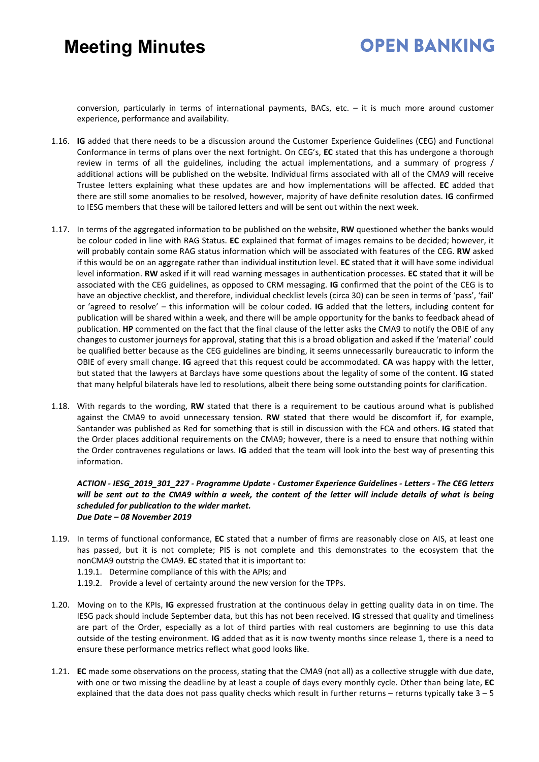conversion, particularly in terms of international payments, BACs, etc. – it is much more around customer experience, performance and availability.

1.16. **IG** added that there needs to be a discussion around the Customer Experience Guidelines (CEG) and Functional Conformance in terms of plans over the next fortnight. On CEG's, **EC** stated that this has undergone a thorough review in terms of all the guidelines, including the actual implementations, and a summary of progress / additional actions will be published on the website. Individual firms associated with all of the CMA9 will receive Trustee letters explaining what these updates are and how implementations will be affected. **EC** added that there are still some anomalies to be resolved, however, majority of have definite resolution dates. **IG** confirmed to IESG members that these will be tailored letters and will be sent out within the next week.

1.17. In terms of the aggregated information to be published on the website, **RW** questioned whether the banks would be colour coded in line with RAG Status. **EC** explained that format of images remains to be decided; however, it will probably contain some RAG status information which will be associated with features of the CEG. **RW** asked if this would be on an aggregate rather than individual institution level. **EC** stated that it will have some individual level information. **RW** asked if it will read warning messages in authentication processes. **EC** stated that it will be associated with the CEG guidelines, as opposed to CRM messaging. **IG** confirmed that the point of the CEG is to have an objective checklist, and therefore, individual checklist levels (circa 30) can be seen in terms of 'pass', 'fail' or 'agreed to resolve' – this information will be colour coded. **IG** added that the letters, including content for publication will be shared within a week, and there will be ample opportunity for the banks to feedback ahead of publication. **HP** commented on the fact that the final clause of the letter asks the CMA9 to notify the OBIE of any changes to customer journeys for approval, stating that this is a broad obligation and asked if the 'material' could be qualified better because as the CEG guidelines are binding, it seems unnecessarily bureaucratic to inform the OBIE of every small change. **IG** agreed that this request could be accommodated. **CA** was happy with the letter, but stated that the lawyers at Barclays have some questions about the legality of some of the content. **IG** stated that many helpful bilaterals have led to resolutions, albeit there being some outstanding points for clarification.

1.18. With regards to the wording, **RW** stated that there is a requirement to be cautious around what is published against the CMA9 to avoid unnecessary tension. **RW** stated that there would be discomfort if, for example, Santander was published as Red for something that is still in discussion with the FCA and others. **IG** stated that the Order places additional requirements on the CMA9; however, there is a need to ensure that nothing within the Order contravenes regulations or laws. **IG** added that the team will look into the best way of presenting this information.

***ACTION - IESG_2019_301_227 - Programme Update - Customer Experience Guidelines - Letters - The CEG letters will be sent out to the CMA9 within a week, the content of the letter will include details of what is being scheduled for publication to the wider market.***
***Due Date – 08 November 2019***

1.19. In terms of functional conformance, **EC** stated that a number of firms are reasonably close on AIS, at least one has passed, but it is not complete; PIS is not complete and this demonstrates to the ecosystem that the nonCMA9 outstrip the CMA9. **EC** stated that it is important to:
   1.19.1. Determine compliance of this with the APIs; and
   1.19.2. Provide a level of certainty around the new version for the TPPs.

1.20. Moving on to the KPIs, **IG** expressed frustration at the continuous delay in getting quality data in on time. The IESG pack should include September data, but this has not been received. **IG** stressed that quality and timeliness are part of the Order, especially as a lot of third parties with real customers are beginning to use this data outside of the testing environment. **IG** added that as it is now twenty months since release 1, there is a need to ensure these performance metrics reflect what good looks like.

1.21. **EC** made some observations on the process, stating that the CMA9 (not all) as a collective struggle with due date, with one or two missing the deadline by at least a couple of days every monthly cycle. Other than being late, **EC** explained that the data does not pass quality checks which result in further returns – returns typically take 3 – 5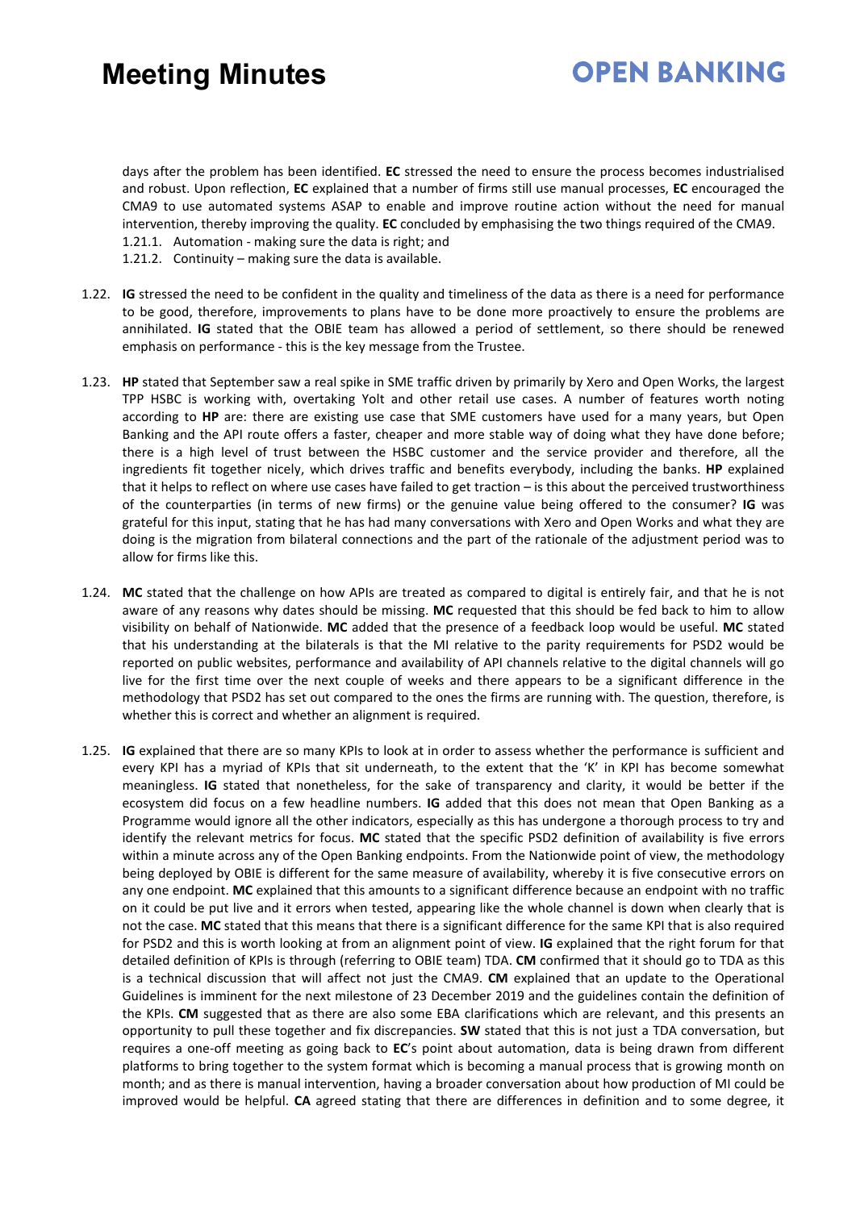days after the problem has been identified. **EC** stressed the need to ensure the process becomes industrialised and robust. Upon reflection, **EC** explained that a number of firms still use manual processes, **EC** encouraged the CMA9 to use automated systems ASAP to enable and improve routine action without the need for manual intervention, thereby improving the quality. **EC** concluded by emphasising the two things required of the CMA9.

1.21.1. Automation - making sure the data is right; and
1.21.2. Continuity – making sure the data is available.

1.22. **IG** stressed the need to be confident in the quality and timeliness of the data as there is a need for performance to be good, therefore, improvements to plans have to be done more proactively to ensure the problems are annihilated. **IG** stated that the OBIE team has allowed a period of settlement, so there should be renewed emphasis on performance - this is the key message from the Trustee.

1.23. **HP** stated that September saw a real spike in SME traffic driven by primarily by Xero and Open Works, the largest TPP HSBC is working with, overtaking Yolt and other retail use cases. A number of features worth noting according to **HP** are: there are existing use case that SME customers have used for a many years, but Open Banking and the API route offers a faster, cheaper and more stable way of doing what they have done before; there is a high level of trust between the HSBC customer and the service provider and therefore, all the ingredients fit together nicely, which drives traffic and benefits everybody, including the banks. **HP** explained that it helps to reflect on where use cases have failed to get traction – is this about the perceived trustworthiness of the counterparties (in terms of new firms) or the genuine value being offered to the consumer? **IG** was grateful for this input, stating that he has had many conversations with Xero and Open Works and what they are doing is the migration from bilateral connections and the part of the rationale of the adjustment period was to allow for firms like this.

1.24. **MC** stated that the challenge on how APIs are treated as compared to digital is entirely fair, and that he is not aware of any reasons why dates should be missing. **MC** requested that this should be fed back to him to allow visibility on behalf of Nationwide. **MC** added that the presence of a feedback loop would be useful. **MC** stated that his understanding at the bilaterals is that the MI relative to the parity requirements for PSD2 would be reported on public websites, performance and availability of API channels relative to the digital channels will go live for the first time over the next couple of weeks and there appears to be a significant difference in the methodology that PSD2 has set out compared to the ones the firms are running with. The question, therefore, is whether this is correct and whether an alignment is required.

1.25. **IG** explained that there are so many KPIs to look at in order to assess whether the performance is sufficient and every KPI has a myriad of KPIs that sit underneath, to the extent that the 'K' in KPI has become somewhat meaningless. **IG** stated that nonetheless, for the sake of transparency and clarity, it would be better if the ecosystem did focus on a few headline numbers. **IG** added that this does not mean that Open Banking as a Programme would ignore all the other indicators, especially as this has undergone a thorough process to try and identify the relevant metrics for focus. **MC** stated that the specific PSD2 definition of availability is five errors within a minute across any of the Open Banking endpoints. From the Nationwide point of view, the methodology being deployed by OBIE is different for the same measure of availability, whereby it is five consecutive errors on any one endpoint. **MC** explained that this amounts to a significant difference because an endpoint with no traffic on it could be put live and it errors when tested, appearing like the whole channel is down when clearly that is not the case. **MC** stated that this means that there is a significant difference for the same KPI that is also required for PSD2 and this is worth looking at from an alignment point of view. **IG** explained that the right forum for that detailed definition of KPIs is through (referring to OBIE team) TDA. **CM** confirmed that it should go to TDA as this is a technical discussion that will affect not just the CMA9. **CM** explained that an update to the Operational Guidelines is imminent for the next milestone of 23 December 2019 and the guidelines contain the definition of the KPIs. **CM** suggested that as there are also some EBA clarifications which are relevant, and this presents an opportunity to pull these together and fix discrepancies. **SW** stated that this is not just a TDA conversation, but requires a one-off meeting as going back to **EC**'s point about automation, data is being drawn from different platforms to bring together to the system format which is becoming a manual process that is growing month on month; and as there is manual intervention, having a broader conversation about how production of MI could be improved would be helpful. **CA** agreed stating that there are differences in definition and to some degree, it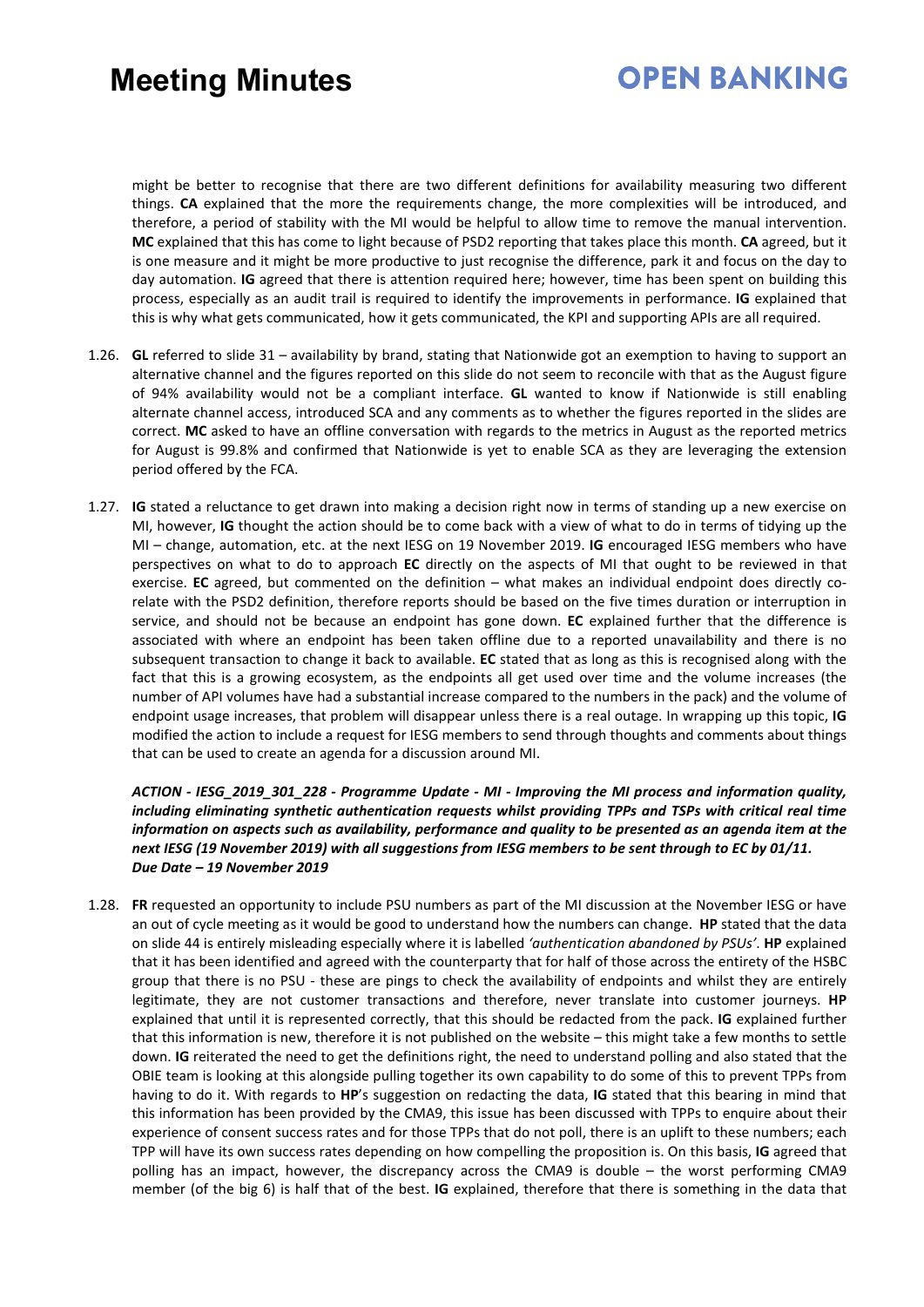might be better to recognise that there are two different definitions for availability measuring two different things. **CA** explained that the more the requirements change, the more complexities will be introduced, and therefore, a period of stability with the MI would be helpful to allow time to remove the manual intervention. **MC** explained that this has come to light because of PSD2 reporting that takes place this month. **CA** agreed, but it is one measure and it might be more productive to just recognise the difference, park it and focus on the day to day automation. **IG** agreed that there is attention required here; however, time has been spent on building this process, especially as an audit trail is required to identify the improvements in performance. **IG** explained that this is why what gets communicated, how it gets communicated, the KPI and supporting APIs are all required.

1.26. **GL** referred to slide 31 – availability by brand, stating that Nationwide got an exemption to having to support an alternative channel and the figures reported on this slide do not seem to reconcile with that as the August figure of 94% availability would not be a compliant interface. **GL** wanted to know if Nationwide is still enabling alternate channel access, introduced SCA and any comments as to whether the figures reported in the slides are correct. **MC** asked to have an offline conversation with regards to the metrics in August as the reported metrics for August is 99.8% and confirmed that Nationwide is yet to enable SCA as they are leveraging the extension period offered by the FCA.

1.27. **IG** stated a reluctance to get drawn into making a decision right now in terms of standing up a new exercise on MI, however, **IG** thought the action should be to come back with a view of what to do in terms of tidying up the MI – change, automation, etc. at the next IESG on 19 November 2019. **IG** encouraged IESG members who have perspectives on what to do to approach **EC** directly on the aspects of MI that ought to be reviewed in that exercise. **EC** agreed, but commented on the definition – what makes an individual endpoint does directly co-relate with the PSD2 definition, therefore reports should be based on the five times duration or interruption in service, and should not be because an endpoint has gone down. **EC** explained further that the difference is associated with where an endpoint has been taken offline due to a reported unavailability and there is no subsequent transaction to change it back to available. **EC** stated that as long as this is recognised along with the fact that this is a growing ecosystem, as the endpoints all get used over time and the volume increases (the number of API volumes have had a substantial increase compared to the numbers in the pack) and the volume of endpoint usage increases, that problem will disappear unless there is a real outage. In wrapping up this topic, **IG** modified the action to include a request for IESG members to send through thoughts and comments about things that can be used to create an agenda for a discussion around MI.

***ACTION - IESG_2019_301_228 - Programme Update - MI - Improving the MI process and information quality, including eliminating synthetic authentication requests whilst providing TPPs and TSPs with critical real time information on aspects such as availability, performance and quality to be presented as an agenda item at the next IESG (19 November 2019) with all suggestions from IESG members to be sent through to EC by 01/11. Due Date – 19 November 2019***

1.28. **FR** requested an opportunity to include PSU numbers as part of the MI discussion at the November IESG or have an out of cycle meeting as it would be good to understand how the numbers can change. **HP** stated that the data on slide 44 is entirely misleading especially where it is labelled *'authentication abandoned by PSUs'*. **HP** explained that it has been identified and agreed with the counterparty that for half of those across the entirety of the HSBC group that there is no PSU - these are pings to check the availability of endpoints and whilst they are entirely legitimate, they are not customer transactions and therefore, never translate into customer journeys. **HP** explained that until it is represented correctly, that this should be redacted from the pack. **IG** explained further that this information is new, therefore it is not published on the website – this might take a few months to settle down. **IG** reiterated the need to get the definitions right, the need to understand polling and also stated that the OBIE team is looking at this alongside pulling together its own capability to do some of this to prevent TPPs from having to do it. With regards to **HP**'s suggestion on redacting the data, **IG** stated that this bearing in mind that this information has been provided by the CMA9, this issue has been discussed with TPPs to enquire about their experience of consent success rates and for those TPPs that do not poll, there is an uplift to these numbers; each TPP will have its own success rates depending on how compelling the proposition is. On this basis, **IG** agreed that polling has an impact, however, the discrepancy across the CMA9 is double – the worst performing CMA9 member (of the big 6) is half that of the best. **IG** explained, therefore that there is something in the data that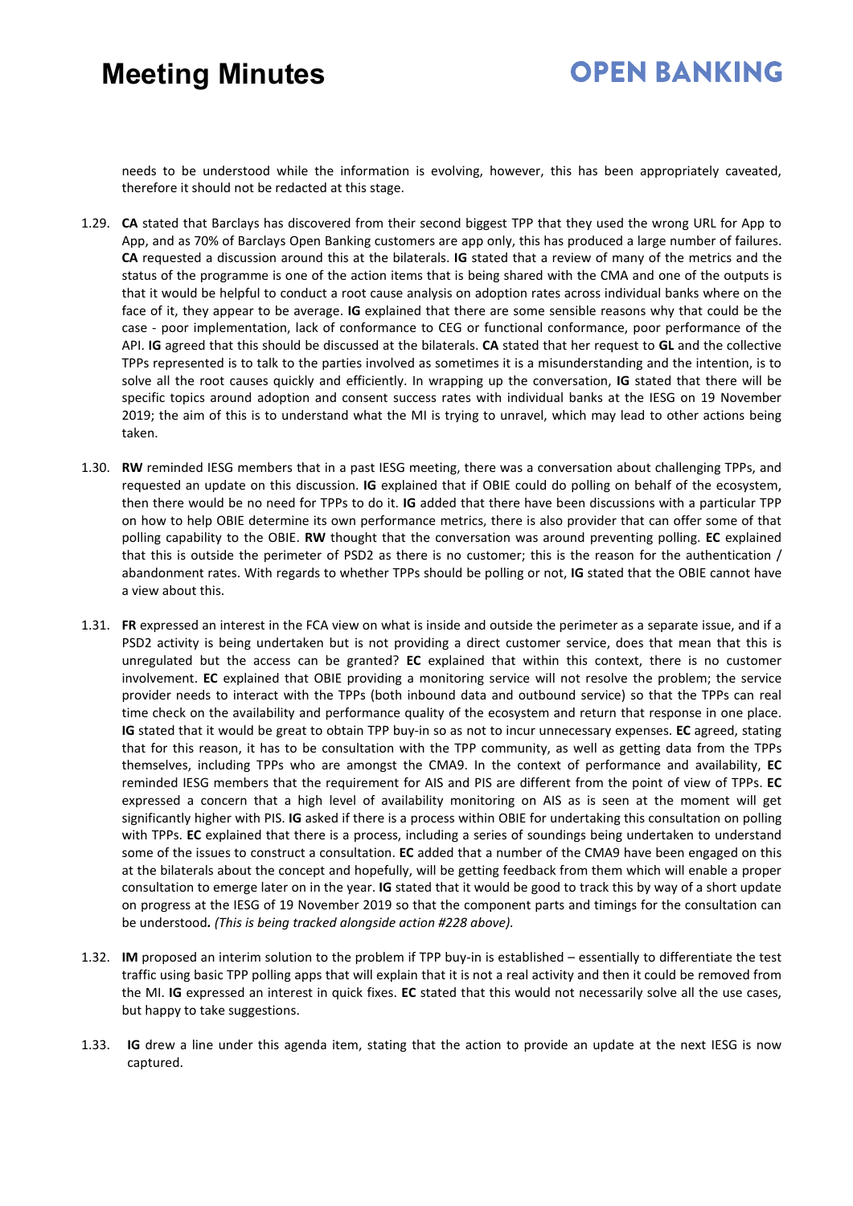needs to be understood while the information is evolving, however, this has been appropriately caveated, therefore it should not be redacted at this stage.

1.29. **CA** stated that Barclays has discovered from their second biggest TPP that they used the wrong URL for App to App, and as 70% of Barclays Open Banking customers are app only, this has produced a large number of failures. **CA** requested a discussion around this at the bilaterals. **IG** stated that a review of many of the metrics and the status of the programme is one of the action items that is being shared with the CMA and one of the outputs is that it would be helpful to conduct a root cause analysis on adoption rates across individual banks where on the face of it, they appear to be average. **IG** explained that there are some sensible reasons why that could be the case - poor implementation, lack of conformance to CEG or functional conformance, poor performance of the API. **IG** agreed that this should be discussed at the bilaterals. **CA** stated that her request to **GL** and the collective TPPs represented is to talk to the parties involved as sometimes it is a misunderstanding and the intention, is to solve all the root causes quickly and efficiently. In wrapping up the conversation, **IG** stated that there will be specific topics around adoption and consent success rates with individual banks at the IESG on 19 November 2019; the aim of this is to understand what the MI is trying to unravel, which may lead to other actions being taken.

1.30. **RW** reminded IESG members that in a past IESG meeting, there was a conversation about challenging TPPs, and requested an update on this discussion. **IG** explained that if OBIE could do polling on behalf of the ecosystem, then there would be no need for TPPs to do it. **IG** added that there have been discussions with a particular TPP on how to help OBIE determine its own performance metrics, there is also provider that can offer some of that polling capability to the OBIE. **RW** thought that the conversation was around preventing polling. **EC** explained that this is outside the perimeter of PSD2 as there is no customer; this is the reason for the authentication / abandonment rates. With regards to whether TPPs should be polling or not, **IG** stated that the OBIE cannot have a view about this.

1.31. **FR** expressed an interest in the FCA view on what is inside and outside the perimeter as a separate issue, and if a PSD2 activity is being undertaken but is not providing a direct customer service, does that mean that this is unregulated but the access can be granted? **EC** explained that within this context, there is no customer involvement. **EC** explained that OBIE providing a monitoring service will not resolve the problem; the service provider needs to interact with the TPPs (both inbound data and outbound service) so that the TPPs can real time check on the availability and performance quality of the ecosystem and return that response in one place. **IG** stated that it would be great to obtain TPP buy-in so as not to incur unnecessary expenses. **EC** agreed, stating that for this reason, it has to be consultation with the TPP community, as well as getting data from the TPPs themselves, including TPPs who are amongst the CMA9. In the context of performance and availability, **EC** reminded IESG members that the requirement for AIS and PIS are different from the point of view of TPPs. **EC** expressed a concern that a high level of availability monitoring on AIS as is seen at the moment will get significantly higher with PIS. **IG** asked if there is a process within OBIE for undertaking this consultation on polling with TPPs. **EC** explained that there is a process, including a series of soundings being undertaken to understand some of the issues to construct a consultation. **EC** added that a number of the CMA9 have been engaged on this at the bilaterals about the concept and hopefully, will be getting feedback from them which will enable a proper consultation to emerge later on in the year. **IG** stated that it would be good to track this by way of a short update on progress at the IESG of 19 November 2019 so that the component parts and timings for the consultation can be understood***.*** *(This is being tracked alongside action #228 above).*

1.32. **IM** proposed an interim solution to the problem if TPP buy-in is established – essentially to differentiate the test traffic using basic TPP polling apps that will explain that it is not a real activity and then it could be removed from the MI. **IG** expressed an interest in quick fixes. **EC** stated that this would not necessarily solve all the use cases, but happy to take suggestions.

1.33. **IG** drew a line under this agenda item, stating that the action to provide an update at the next IESG is now captured.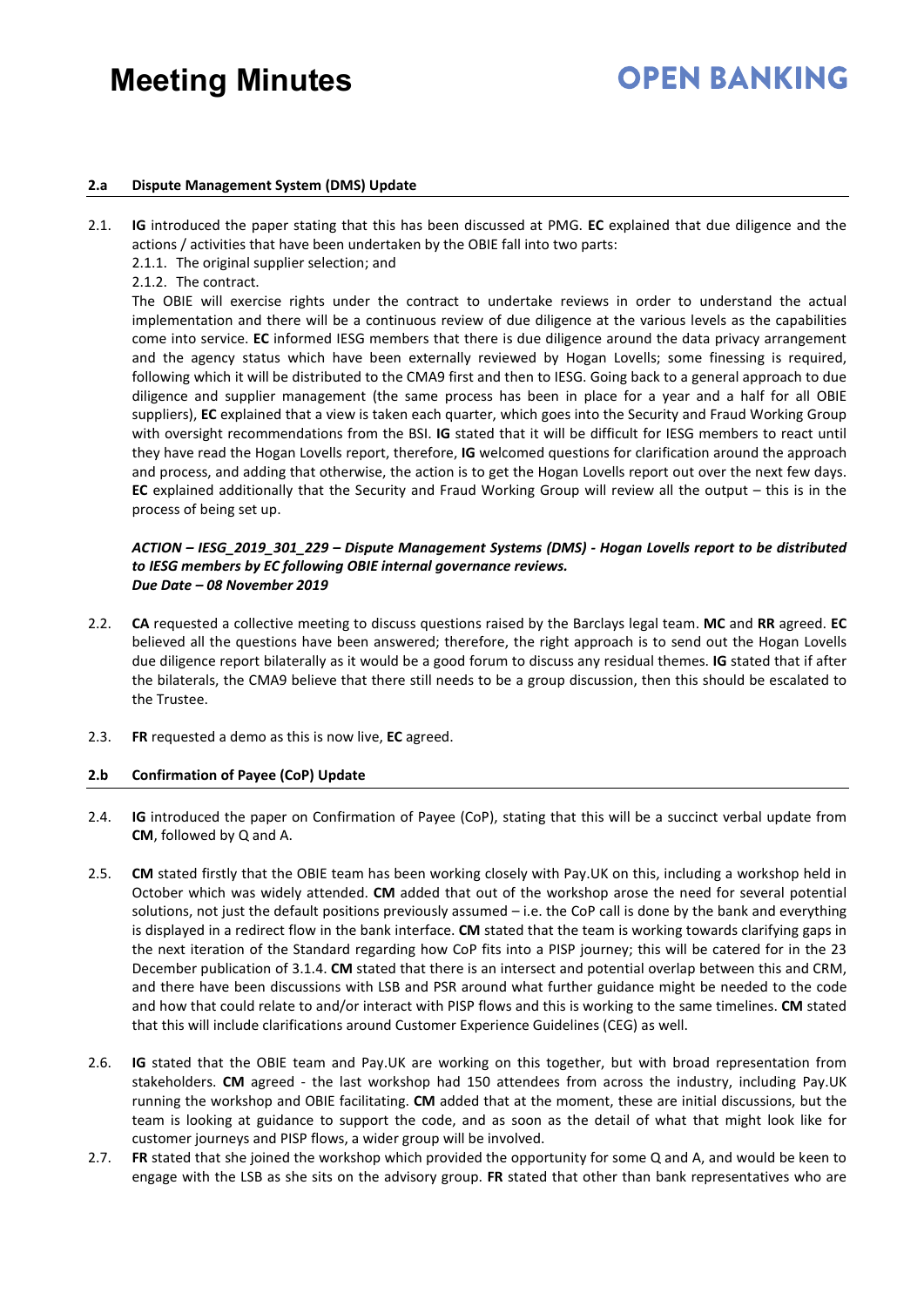### 2.a Dispute Management System (DMS) Update

2.1. **IG** introduced the paper stating that this has been discussed at PMG. **EC** explained that due diligence and the actions / activities that have been undertaken by the OBIE fall into two parts:

2.1.1. The original supplier selection; and

2.1.2. The contract.

The OBIE will exercise rights under the contract to undertake reviews in order to understand the actual implementation and there will be a continuous review of due diligence at the various levels as the capabilities come into service. **EC** informed IESG members that there is due diligence around the data privacy arrangement and the agency status which have been externally reviewed by Hogan Lovells; some finessing is required, following which it will be distributed to the CMA9 first and then to IESG. Going back to a general approach to due diligence and supplier management (the same process has been in place for a year and a half for all OBIE suppliers), **EC** explained that a view is taken each quarter, which goes into the Security and Fraud Working Group with oversight recommendations from the BSI. **IG** stated that it will be difficult for IESG members to react until they have read the Hogan Lovells report, therefore, **IG** welcomed questions for clarification around the approach and process, and adding that otherwise, the action is to get the Hogan Lovells report out over the next few days. **EC** explained additionally that the Security and Fraud Working Group will review all the output – this is in the process of being set up.

***ACTION – IESG_2019_301_229 – Dispute Management Systems (DMS) - Hogan Lovells report to be distributed to IESG members by EC following OBIE internal governance reviews.***
***Due Date – 08 November 2019***

2.2. **CA** requested a collective meeting to discuss questions raised by the Barclays legal team. **MC** and **RR** agreed. **EC** believed all the questions have been answered; therefore, the right approach is to send out the Hogan Lovells due diligence report bilaterally as it would be a good forum to discuss any residual themes. **IG** stated that if after the bilaterals, the CMA9 believe that there still needs to be a group discussion, then this should be escalated to the Trustee.

2.3. **FR** requested a demo as this is now live, **EC** agreed.

### 2.b Confirmation of Payee (CoP) Update

2.4. **IG** introduced the paper on Confirmation of Payee (CoP), stating that this will be a succinct verbal update from **CM**, followed by Q and A.

2.5. **CM** stated firstly that the OBIE team has been working closely with Pay.UK on this, including a workshop held in October which was widely attended. **CM** added that out of the workshop arose the need for several potential solutions, not just the default positions previously assumed – i.e. the CoP call is done by the bank and everything is displayed in a redirect flow in the bank interface. **CM** stated that the team is working towards clarifying gaps in the next iteration of the Standard regarding how CoP fits into a PISP journey; this will be catered for in the 23 December publication of 3.1.4. **CM** stated that there is an intersect and potential overlap between this and CRM, and there have been discussions with LSB and PSR around what further guidance might be needed to the code and how that could relate to and/or interact with PISP flows and this is working to the same timelines. **CM** stated that this will include clarifications around Customer Experience Guidelines (CEG) as well.

2.6. **IG** stated that the OBIE team and Pay.UK are working on this together, but with broad representation from stakeholders. **CM** agreed - the last workshop had 150 attendees from across the industry, including Pay.UK running the workshop and OBIE facilitating. **CM** added that at the moment, these are initial discussions, but the team is looking at guidance to support the code, and as soon as the detail of what that might look like for customer journeys and PISP flows, a wider group will be involved.

2.7. **FR** stated that she joined the workshop which provided the opportunity for some Q and A, and would be keen to engage with the LSB as she sits on the advisory group. **FR** stated that other than bank representatives who are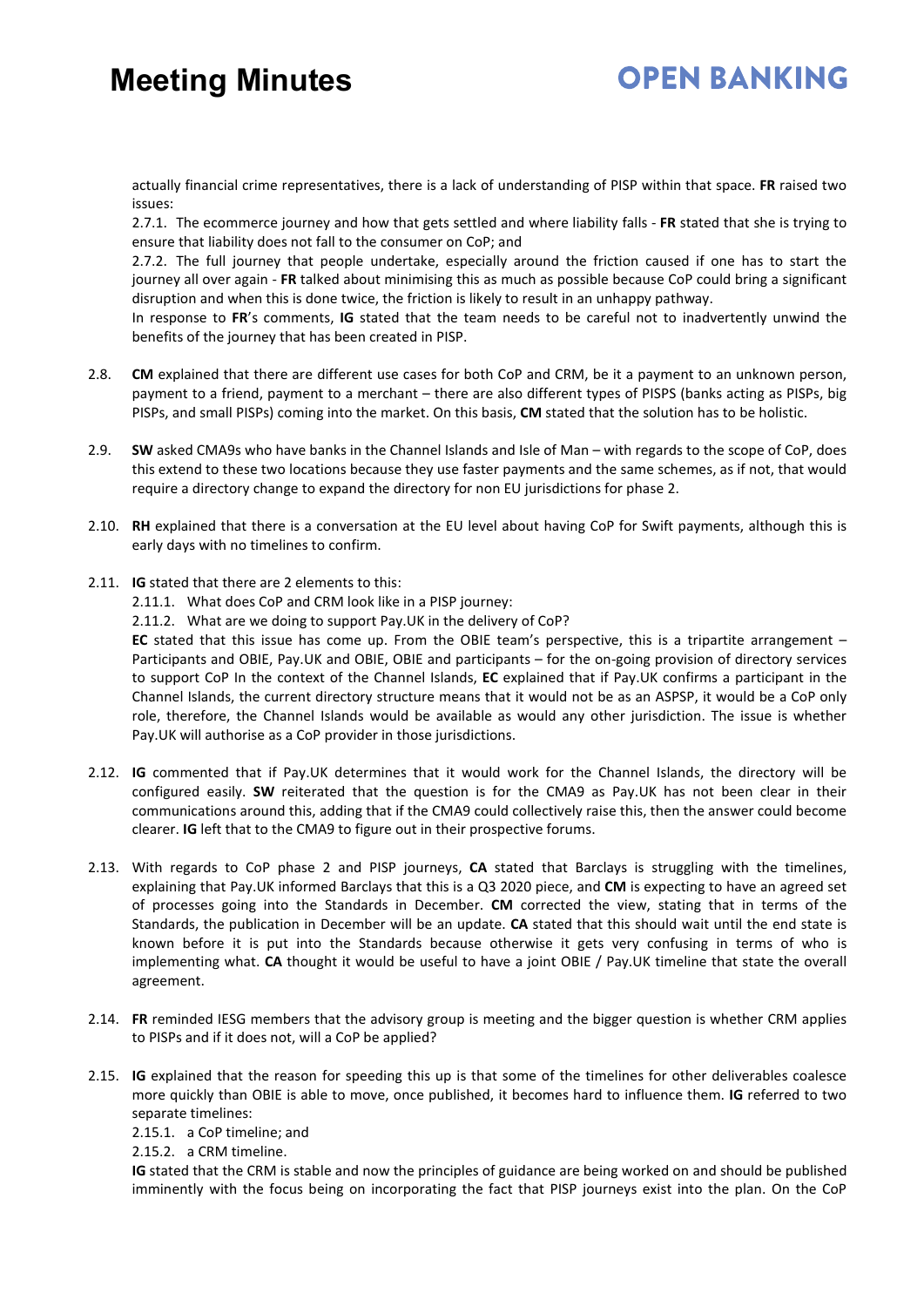actually financial crime representatives, there is a lack of understanding of PISP within that space. **FR** raised two issues:

2.7.1. The ecommerce journey and how that gets settled and where liability falls - **FR** stated that she is trying to ensure that liability does not fall to the consumer on CoP; and

2.7.2. The full journey that people undertake, especially around the friction caused if one has to start the journey all over again - **FR** talked about minimising this as much as possible because CoP could bring a significant disruption and when this is done twice, the friction is likely to result in an unhappy pathway.

In response to **FR**'s comments, **IG** stated that the team needs to be careful not to inadvertently unwind the benefits of the journey that has been created in PISP.

2.8. **CM** explained that there are different use cases for both CoP and CRM, be it a payment to an unknown person, payment to a friend, payment to a merchant – there are also different types of PISPS (banks acting as PISPs, big PISPs, and small PISPs) coming into the market. On this basis, **CM** stated that the solution has to be holistic.

2.9. **SW** asked CMA9s who have banks in the Channel Islands and Isle of Man – with regards to the scope of CoP, does this extend to these two locations because they use faster payments and the same schemes, as if not, that would require a directory change to expand the directory for non EU jurisdictions for phase 2.

2.10. **RH** explained that there is a conversation at the EU level about having CoP for Swift payments, although this is early days with no timelines to confirm.

2.11. **IG** stated that there are 2 elements to this:

2.11.1. What does CoP and CRM look like in a PISP journey:

2.11.2. What are we doing to support Pay.UK in the delivery of CoP?

**EC** stated that this issue has come up. From the OBIE team's perspective, this is a tripartite arrangement – Participants and OBIE, Pay.UK and OBIE, OBIE and participants – for the on-going provision of directory services to support CoP In the context of the Channel Islands, **EC** explained that if Pay.UK confirms a participant in the Channel Islands, the current directory structure means that it would not be as an ASPSP, it would be a CoP only role, therefore, the Channel Islands would be available as would any other jurisdiction. The issue is whether Pay.UK will authorise as a CoP provider in those jurisdictions.

2.12. **IG** commented that if Pay.UK determines that it would work for the Channel Islands, the directory will be configured easily. **SW** reiterated that the question is for the CMA9 as Pay.UK has not been clear in their communications around this, adding that if the CMA9 could collectively raise this, then the answer could become clearer. **IG** left that to the CMA9 to figure out in their prospective forums.

2.13. With regards to CoP phase 2 and PISP journeys, **CA** stated that Barclays is struggling with the timelines, explaining that Pay.UK informed Barclays that this is a Q3 2020 piece, and **CM** is expecting to have an agreed set of processes going into the Standards in December. **CM** corrected the view, stating that in terms of the Standards, the publication in December will be an update. **CA** stated that this should wait until the end state is known before it is put into the Standards because otherwise it gets very confusing in terms of who is implementing what. **CA** thought it would be useful to have a joint OBIE / Pay.UK timeline that state the overall agreement.

2.14. **FR** reminded IESG members that the advisory group is meeting and the bigger question is whether CRM applies to PISPs and if it does not, will a CoP be applied?

2.15. **IG** explained that the reason for speeding this up is that some of the timelines for other deliverables coalesce more quickly than OBIE is able to move, once published, it becomes hard to influence them. **IG** referred to two separate timelines:

2.15.1. a CoP timeline; and

2.15.2. a CRM timeline.

**IG** stated that the CRM is stable and now the principles of guidance are being worked on and should be published imminently with the focus being on incorporating the fact that PISP journeys exist into the plan. On the CoP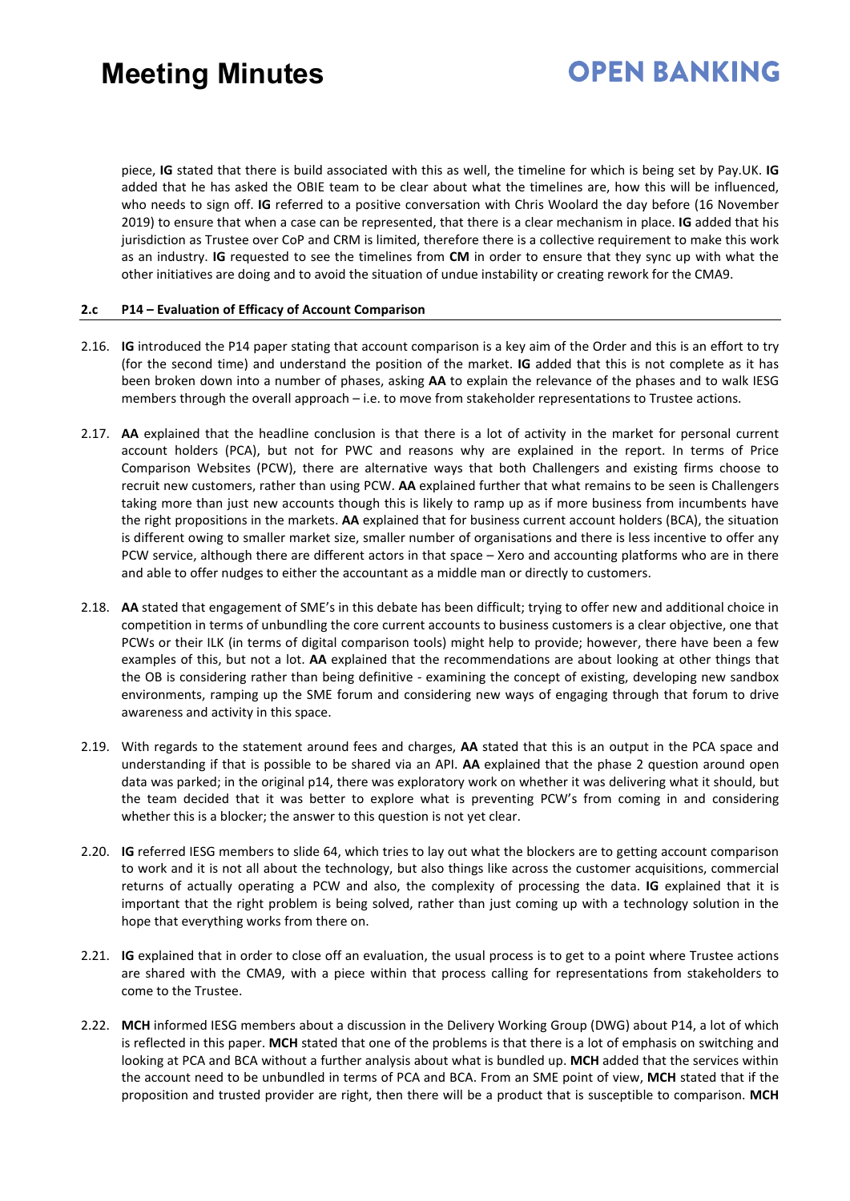piece, **IG** stated that there is build associated with this as well, the timeline for which is being set by Pay.UK. **IG** added that he has asked the OBIE team to be clear about what the timelines are, how this will be influenced, who needs to sign off. **IG** referred to a positive conversation with Chris Woolard the day before (16 November 2019) to ensure that when a case can be represented, that there is a clear mechanism in place. **IG** added that his jurisdiction as Trustee over CoP and CRM is limited, therefore there is a collective requirement to make this work as an industry. **IG** requested to see the timelines from **CM** in order to ensure that they sync up with what the other initiatives are doing and to avoid the situation of undue instability or creating rework for the CMA9.

### 2.c P14 – Evaluation of Efficacy of Account Comparison

2.16. **IG** introduced the P14 paper stating that account comparison is a key aim of the Order and this is an effort to try (for the second time) and understand the position of the market. **IG** added that this is not complete as it has been broken down into a number of phases, asking **AA** to explain the relevance of the phases and to walk IESG members through the overall approach – i.e. to move from stakeholder representations to Trustee actions.

2.17. **AA** explained that the headline conclusion is that there is a lot of activity in the market for personal current account holders (PCA), but not for PWC and reasons why are explained in the report. In terms of Price Comparison Websites (PCW), there are alternative ways that both Challengers and existing firms choose to recruit new customers, rather than using PCW. **AA** explained further that what remains to be seen is Challengers taking more than just new accounts though this is likely to ramp up as if more business from incumbents have the right propositions in the markets. **AA** explained that for business current account holders (BCA), the situation is different owing to smaller market size, smaller number of organisations and there is less incentive to offer any PCW service, although there are different actors in that space – Xero and accounting platforms who are in there and able to offer nudges to either the accountant as a middle man or directly to customers.

2.18. **AA** stated that engagement of SME's in this debate has been difficult; trying to offer new and additional choice in competition in terms of unbundling the core current accounts to business customers is a clear objective, one that PCWs or their ILK (in terms of digital comparison tools) might help to provide; however, there have been a few examples of this, but not a lot. **AA** explained that the recommendations are about looking at other things that the OB is considering rather than being definitive - examining the concept of existing, developing new sandbox environments, ramping up the SME forum and considering new ways of engaging through that forum to drive awareness and activity in this space.

2.19. With regards to the statement around fees and charges, **AA** stated that this is an output in the PCA space and understanding if that is possible to be shared via an API. **AA** explained that the phase 2 question around open data was parked; in the original p14, there was exploratory work on whether it was delivering what it should, but the team decided that it was better to explore what is preventing PCW's from coming in and considering whether this is a blocker; the answer to this question is not yet clear.

2.20. **IG** referred IESG members to slide 64, which tries to lay out what the blockers are to getting account comparison to work and it is not all about the technology, but also things like across the customer acquisitions, commercial returns of actually operating a PCW and also, the complexity of processing the data. **IG** explained that it is important that the right problem is being solved, rather than just coming up with a technology solution in the hope that everything works from there on.

2.21. **IG** explained that in order to close off an evaluation, the usual process is to get to a point where Trustee actions are shared with the CMA9, with a piece within that process calling for representations from stakeholders to come to the Trustee.

2.22. **MCH** informed IESG members about a discussion in the Delivery Working Group (DWG) about P14, a lot of which is reflected in this paper. **MCH** stated that one of the problems is that there is a lot of emphasis on switching and looking at PCA and BCA without a further analysis about what is bundled up. **MCH** added that the services within the account need to be unbundled in terms of PCA and BCA. From an SME point of view, **MCH** stated that if the proposition and trusted provider are right, then there will be a product that is susceptible to comparison. **MCH**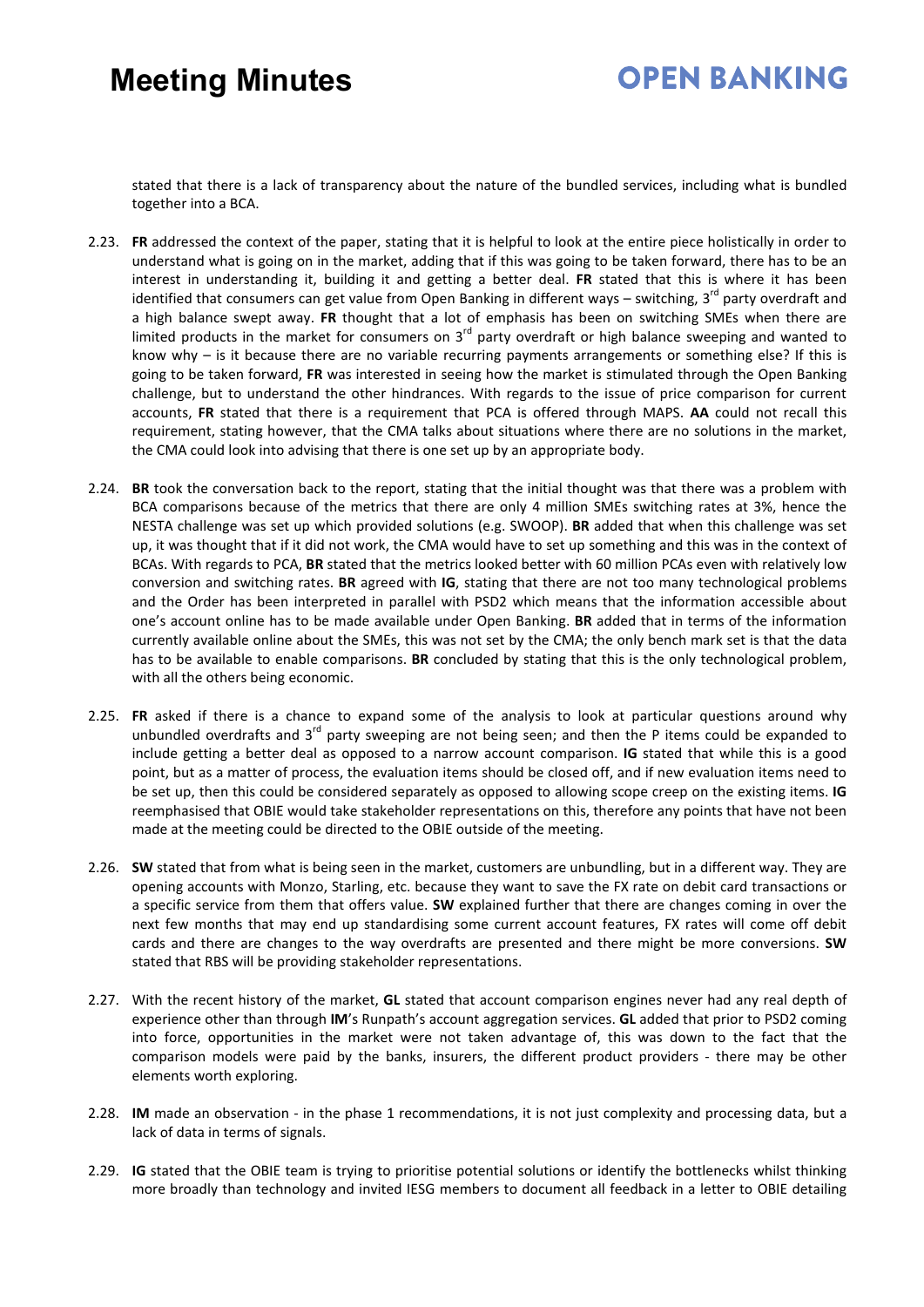stated that there is a lack of transparency about the nature of the bundled services, including what is bundled together into a BCA.

2.23. **FR** addressed the context of the paper, stating that it is helpful to look at the entire piece holistically in order to understand what is going on in the market, adding that if this was going to be taken forward, there has to be an interest in understanding it, building it and getting a better deal. **FR** stated that this is where it has been identified that consumers can get value from Open Banking in different ways – switching, 3rd party overdraft and a high balance swept away. **FR** thought that a lot of emphasis has been on switching SMEs when there are limited products in the market for consumers on 3rd party overdraft or high balance sweeping and wanted to know why – is it because there are no variable recurring payments arrangements or something else? If this is going to be taken forward, **FR** was interested in seeing how the market is stimulated through the Open Banking challenge, but to understand the other hindrances. With regards to the issue of price comparison for current accounts, **FR** stated that there is a requirement that PCA is offered through MAPS. **AA** could not recall this requirement, stating however, that the CMA talks about situations where there are no solutions in the market, the CMA could look into advising that there is one set up by an appropriate body.

2.24. **BR** took the conversation back to the report, stating that the initial thought was that there was a problem with BCA comparisons because of the metrics that there are only 4 million SMEs switching rates at 3%, hence the NESTA challenge was set up which provided solutions (e.g. SWOOP). **BR** added that when this challenge was set up, it was thought that if it did not work, the CMA would have to set up something and this was in the context of BCAs. With regards to PCA, **BR** stated that the metrics looked better with 60 million PCAs even with relatively low conversion and switching rates. **BR** agreed with **IG**, stating that there are not too many technological problems and the Order has been interpreted in parallel with PSD2 which means that the information accessible about one's account online has to be made available under Open Banking. **BR** added that in terms of the information currently available online about the SMEs, this was not set by the CMA; the only bench mark set is that the data has to be available to enable comparisons. **BR** concluded by stating that this is the only technological problem, with all the others being economic.

2.25. **FR** asked if there is a chance to expand some of the analysis to look at particular questions around why unbundled overdrafts and 3rd party sweeping are not being seen; and then the P items could be expanded to include getting a better deal as opposed to a narrow account comparison. **IG** stated that while this is a good point, but as a matter of process, the evaluation items should be closed off, and if new evaluation items need to be set up, then this could be considered separately as opposed to allowing scope creep on the existing items. **IG** reemphasised that OBIE would take stakeholder representations on this, therefore any points that have not been made at the meeting could be directed to the OBIE outside of the meeting.

2.26. **SW** stated that from what is being seen in the market, customers are unbundling, but in a different way. They are opening accounts with Monzo, Starling, etc. because they want to save the FX rate on debit card transactions or a specific service from them that offers value. **SW** explained further that there are changes coming in over the next few months that may end up standardising some current account features, FX rates will come off debit cards and there are changes to the way overdrafts are presented and there might be more conversions. **SW** stated that RBS will be providing stakeholder representations.

2.27. With the recent history of the market, **GL** stated that account comparison engines never had any real depth of experience other than through **IM**'s Runpath's account aggregation services. **GL** added that prior to PSD2 coming into force, opportunities in the market were not taken advantage of, this was down to the fact that the comparison models were paid by the banks, insurers, the different product providers - there may be other elements worth exploring.

2.28. **IM** made an observation - in the phase 1 recommendations, it is not just complexity and processing data, but a lack of data in terms of signals.

2.29. **IG** stated that the OBIE team is trying to prioritise potential solutions or identify the bottlenecks whilst thinking more broadly than technology and invited IESG members to document all feedback in a letter to OBIE detailing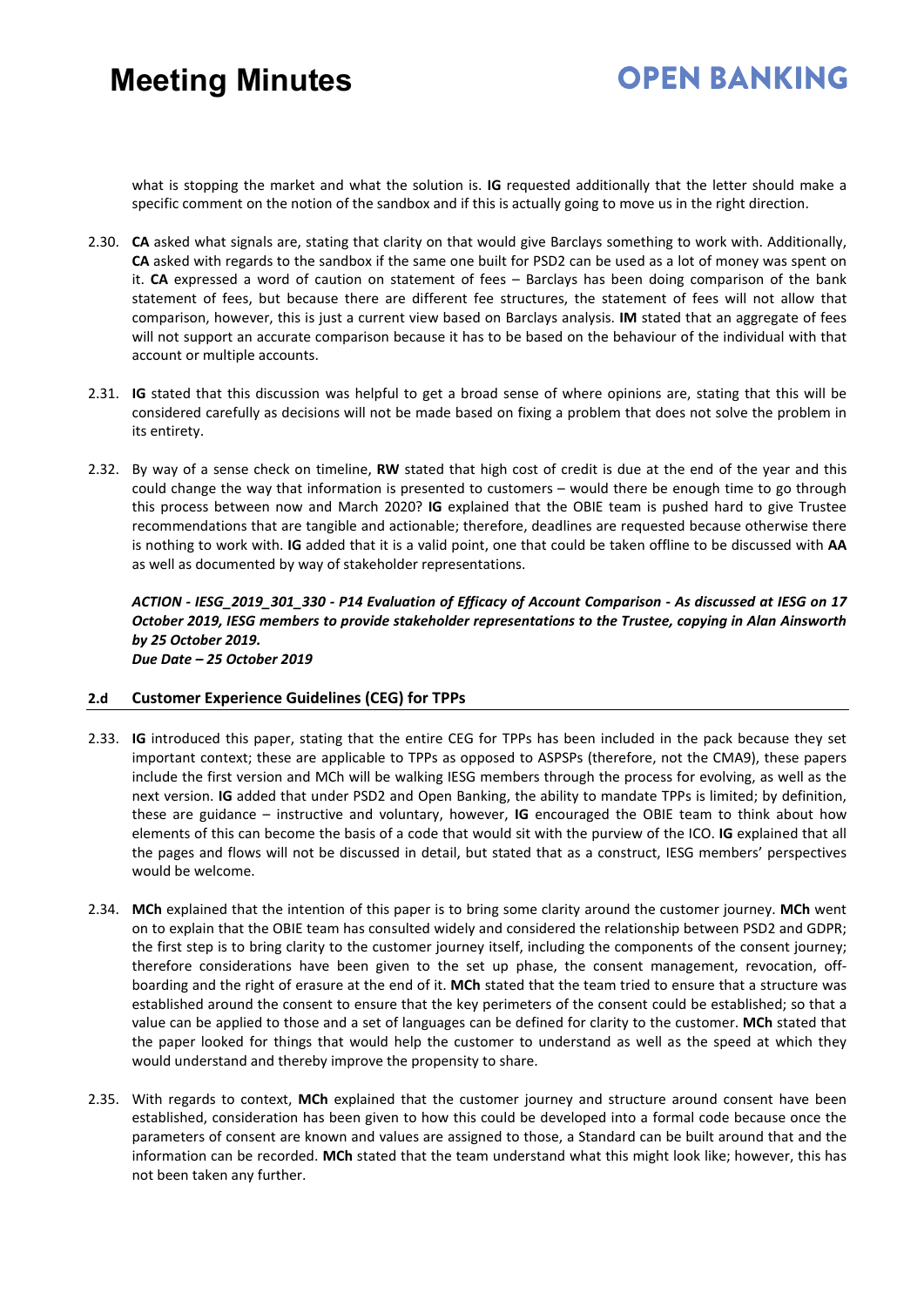what is stopping the market and what the solution is. **IG** requested additionally that the letter should make a specific comment on the notion of the sandbox and if this is actually going to move us in the right direction.

2.30. **CA** asked what signals are, stating that clarity on that would give Barclays something to work with. Additionally, **CA** asked with regards to the sandbox if the same one built for PSD2 can be used as a lot of money was spent on it. **CA** expressed a word of caution on statement of fees – Barclays has been doing comparison of the bank statement of fees, but because there are different fee structures, the statement of fees will not allow that comparison, however, this is just a current view based on Barclays analysis. **IM** stated that an aggregate of fees will not support an accurate comparison because it has to be based on the behaviour of the individual with that account or multiple accounts.

2.31. **IG** stated that this discussion was helpful to get a broad sense of where opinions are, stating that this will be considered carefully as decisions will not be made based on fixing a problem that does not solve the problem in its entirety.

2.32. By way of a sense check on timeline, **RW** stated that high cost of credit is due at the end of the year and this could change the way that information is presented to customers – would there be enough time to go through this process between now and March 2020? **IG** explained that the OBIE team is pushed hard to give Trustee recommendations that are tangible and actionable; therefore, deadlines are requested because otherwise there is nothing to work with. **IG** added that it is a valid point, one that could be taken offline to be discussed with **AA** as well as documented by way of stakeholder representations.

***ACTION - IESG_2019_301_330 - P14 Evaluation of Efficacy of Account Comparison - As discussed at IESG on 17 October 2019, IESG members to provide stakeholder representations to the Trustee, copying in Alan Ainsworth by 25 October 2019.***
***Due Date – 25 October 2019***

### 2.d Customer Experience Guidelines (CEG) for TPPs

2.33. **IG** introduced this paper, stating that the entire CEG for TPPs has been included in the pack because they set important context; these are applicable to TPPs as opposed to ASPSPs (therefore, not the CMA9), these papers include the first version and MCh will be walking IESG members through the process for evolving, as well as the next version. **IG** added that under PSD2 and Open Banking, the ability to mandate TPPs is limited; by definition, these are guidance – instructive and voluntary, however, **IG** encouraged the OBIE team to think about how elements of this can become the basis of a code that would sit with the purview of the ICO. **IG** explained that all the pages and flows will not be discussed in detail, but stated that as a construct, IESG members' perspectives would be welcome.

2.34. **MCh** explained that the intention of this paper is to bring some clarity around the customer journey. **MCh** went on to explain that the OBIE team has consulted widely and considered the relationship between PSD2 and GDPR; the first step is to bring clarity to the customer journey itself, including the components of the consent journey; therefore considerations have been given to the set up phase, the consent management, revocation, off-boarding and the right of erasure at the end of it. **MCh** stated that the team tried to ensure that a structure was established around the consent to ensure that the key perimeters of the consent could be established; so that a value can be applied to those and a set of languages can be defined for clarity to the customer. **MCh** stated that the paper looked for things that would help the customer to understand as well as the speed at which they would understand and thereby improve the propensity to share.

2.35. With regards to context, **MCh** explained that the customer journey and structure around consent have been established, consideration has been given to how this could be developed into a formal code because once the parameters of consent are known and values are assigned to those, a Standard can be built around that and the information can be recorded. **MCh** stated that the team understand what this might look like; however, this has not been taken any further.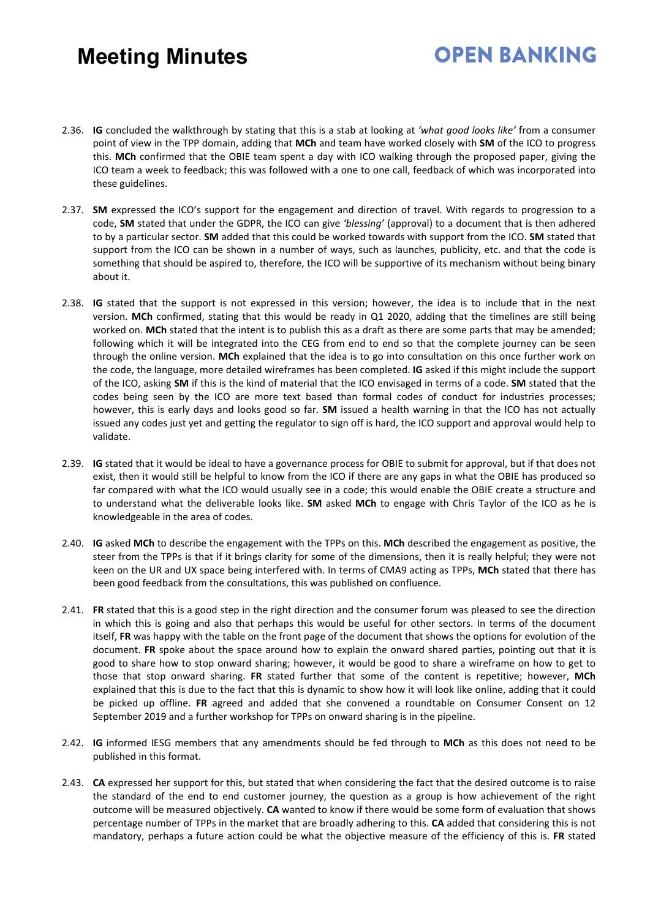2.36. **IG** concluded the walkthrough by stating that this is a stab at looking at *'what good looks like'* from a consumer point of view in the TPP domain, adding that **MCh** and team have worked closely with **SM** of the ICO to progress this. **MCh** confirmed that the OBIE team spent a day with ICO walking through the proposed paper, giving the ICO team a week to feedback; this was followed with a one to one call, feedback of which was incorporated into these guidelines.

2.37. **SM** expressed the ICO's support for the engagement and direction of travel. With regards to progression to a code, **SM** stated that under the GDPR, the ICO can give *'blessing'* (approval) to a document that is then adhered to by a particular sector. **SM** added that this could be worked towards with support from the ICO. **SM** stated that support from the ICO can be shown in a number of ways, such as launches, publicity, etc. and that the code is something that should be aspired to, therefore, the ICO will be supportive of its mechanism without being binary about it.

2.38. **IG** stated that the support is not expressed in this version; however, the idea is to include that in the next version. **MCh** confirmed, stating that this would be ready in Q1 2020, adding that the timelines are still being worked on. **MCh** stated that the intent is to publish this as a draft as there are some parts that may be amended; following which it will be integrated into the CEG from end to end so that the complete journey can be seen through the online version. **MCh** explained that the idea is to go into consultation on this once further work on the code, the language, more detailed wireframes has been completed. **IG** asked if this might include the support of the ICO, asking **SM** if this is the kind of material that the ICO envisaged in terms of a code. **SM** stated that the codes being seen by the ICO are more text based than formal codes of conduct for industries processes; however, this is early days and looks good so far. **SM** issued a health warning in that the ICO has not actually issued any codes just yet and getting the regulator to sign off is hard, the ICO support and approval would help to validate.

2.39. **IG** stated that it would be ideal to have a governance process for OBIE to submit for approval, but if that does not exist, then it would still be helpful to know from the ICO if there are any gaps in what the OBIE has produced so far compared with what the ICO would usually see in a code; this would enable the OBIE create a structure and to understand what the deliverable looks like. **SM** asked **MCh** to engage with Chris Taylor of the ICO as he is knowledgeable in the area of codes.

2.40. **IG** asked **MCh** to describe the engagement with the TPPs on this. **MCh** described the engagement as positive, the steer from the TPPs is that if it brings clarity for some of the dimensions, then it is really helpful; they were not keen on the UR and UX space being interfered with. In terms of CMA9 acting as TPPs, **MCh** stated that there has been good feedback from the consultations, this was published on confluence.

2.41. **FR** stated that this is a good step in the right direction and the consumer forum was pleased to see the direction in which this is going and also that perhaps this would be useful for other sectors. In terms of the document itself, **FR** was happy with the table on the front page of the document that shows the options for evolution of the document. **FR** spoke about the space around how to explain the onward shared parties, pointing out that it is good to share how to stop onward sharing; however, it would be good to share a wireframe on how to get to those that stop onward sharing. **FR** stated further that some of the content is repetitive; however, **MCh** explained that this is due to the fact that this is dynamic to show how it will look like online, adding that it could be picked up offline. **FR** agreed and added that she convened a roundtable on Consumer Consent on 12 September 2019 and a further workshop for TPPs on onward sharing is in the pipeline.

2.42. **IG** informed IESG members that any amendments should be fed through to **MCh** as this does not need to be published in this format.

2.43. **CA** expressed her support for this, but stated that when considering the fact that the desired outcome is to raise the standard of the end to end customer journey, the question as a group is how achievement of the right outcome will be measured objectively. **CA** wanted to know if there would be some form of evaluation that shows percentage number of TPPs in the market that are broadly adhering to this. **CA** added that considering this is not mandatory, perhaps a future action could be what the objective measure of the efficiency of this is. **FR** stated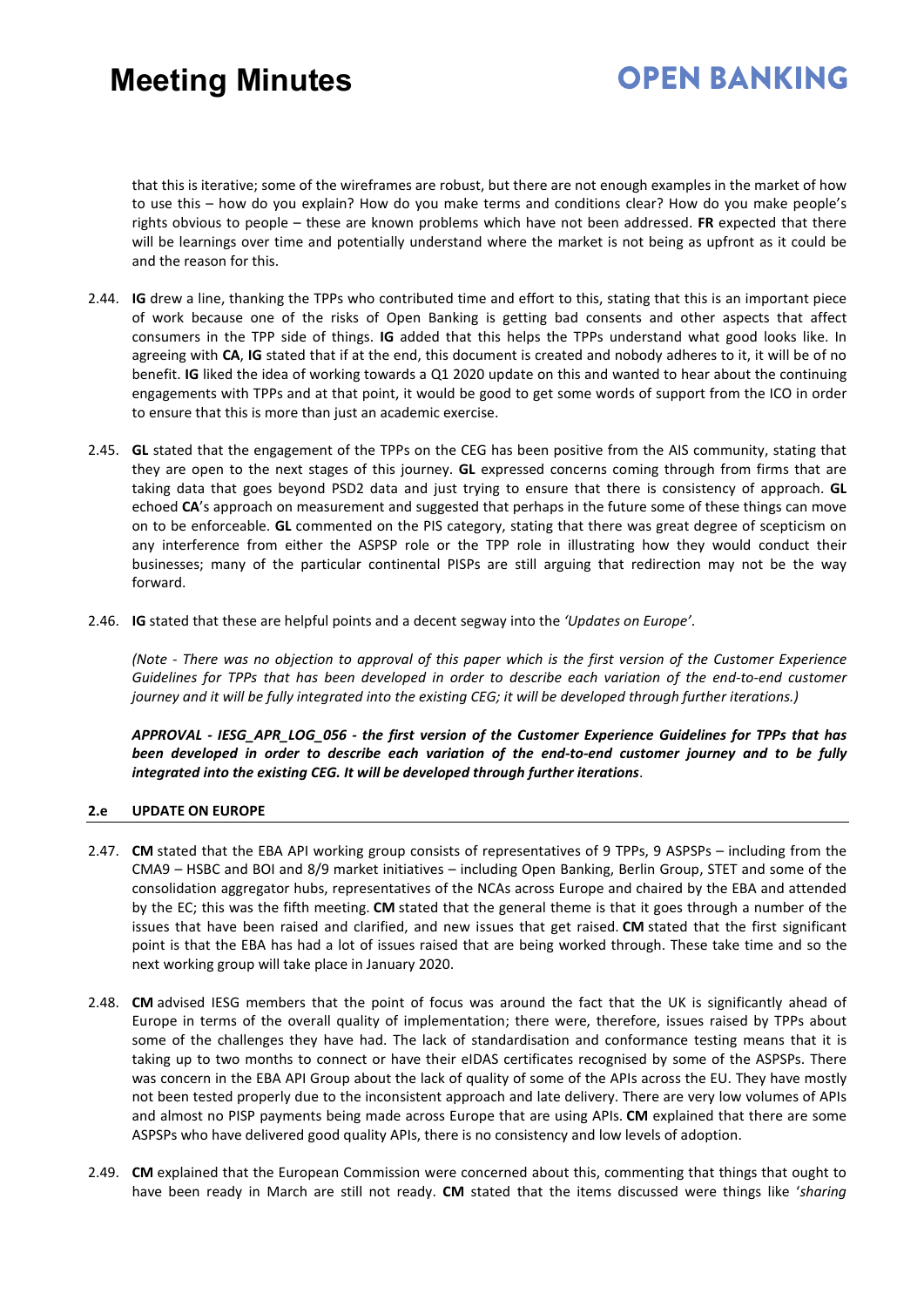that this is iterative; some of the wireframes are robust, but there are not enough examples in the market of how to use this – how do you explain? How do you make terms and conditions clear? How do you make people's rights obvious to people – these are known problems which have not been addressed. **FR** expected that there will be learnings over time and potentially understand where the market is not being as upfront as it could be and the reason for this.

2.44. **IG** drew a line, thanking the TPPs who contributed time and effort to this, stating that this is an important piece of work because one of the risks of Open Banking is getting bad consents and other aspects that affect consumers in the TPP side of things. **IG** added that this helps the TPPs understand what good looks like. In agreeing with **CA**, **IG** stated that if at the end, this document is created and nobody adheres to it, it will be of no benefit. **IG** liked the idea of working towards a Q1 2020 update on this and wanted to hear about the continuing engagements with TPPs and at that point, it would be good to get some words of support from the ICO in order to ensure that this is more than just an academic exercise.

2.45. **GL** stated that the engagement of the TPPs on the CEG has been positive from the AIS community, stating that they are open to the next stages of this journey. **GL** expressed concerns coming through from firms that are taking data that goes beyond PSD2 data and just trying to ensure that there is consistency of approach. **GL** echoed **CA**'s approach on measurement and suggested that perhaps in the future some of these things can move on to be enforceable. **GL** commented on the PIS category, stating that there was great degree of scepticism on any interference from either the ASPSP role or the TPP role in illustrating how they would conduct their businesses; many of the particular continental PISPs are still arguing that redirection may not be the way forward.

2.46. **IG** stated that these are helpful points and a decent segway into the *'Updates on Europe'*.

*(Note - There was no objection to approval of this paper which is the first version of the Customer Experience Guidelines for TPPs that has been developed in order to describe each variation of the end-to-end customer journey and it will be fully integrated into the existing CEG; it will be developed through further iterations.)*

***APPROVAL - IESG_APR_LOG_056 - the first version of the Customer Experience Guidelines for TPPs that has been developed in order to describe each variation of the end-to-end customer journey and to be fully integrated into the existing CEG. It will be developed through further iterations.***

### 2.e UPDATE ON EUROPE

2.47. **CM** stated that the EBA API working group consists of representatives of 9 TPPs, 9 ASPSPs – including from the CMA9 – HSBC and BOI and 8/9 market initiatives – including Open Banking, Berlin Group, STET and some of the consolidation aggregator hubs, representatives of the NCAs across Europe and chaired by the EBA and attended by the EC; this was the fifth meeting. **CM** stated that the general theme is that it goes through a number of the issues that have been raised and clarified, and new issues that get raised. **CM** stated that the first significant point is that the EBA has had a lot of issues raised that are being worked through. These take time and so the next working group will take place in January 2020.

2.48. **CM** advised IESG members that the point of focus was around the fact that the UK is significantly ahead of Europe in terms of the overall quality of implementation; there were, therefore, issues raised by TPPs about some of the challenges they have had. The lack of standardisation and conformance testing means that it is taking up to two months to connect or have their eIDAS certificates recognised by some of the ASPSPs. There was concern in the EBA API Group about the lack of quality of some of the APIs across the EU. They have mostly not been tested properly due to the inconsistent approach and late delivery. There are very low volumes of APIs and almost no PISP payments being made across Europe that are using APIs. **CM** explained that there are some ASPSPs who have delivered good quality APIs, there is no consistency and low levels of adoption.

2.49. **CM** explained that the European Commission were concerned about this, commenting that things that ought to have been ready in March are still not ready. **CM** stated that the items discussed were things like '*sharing*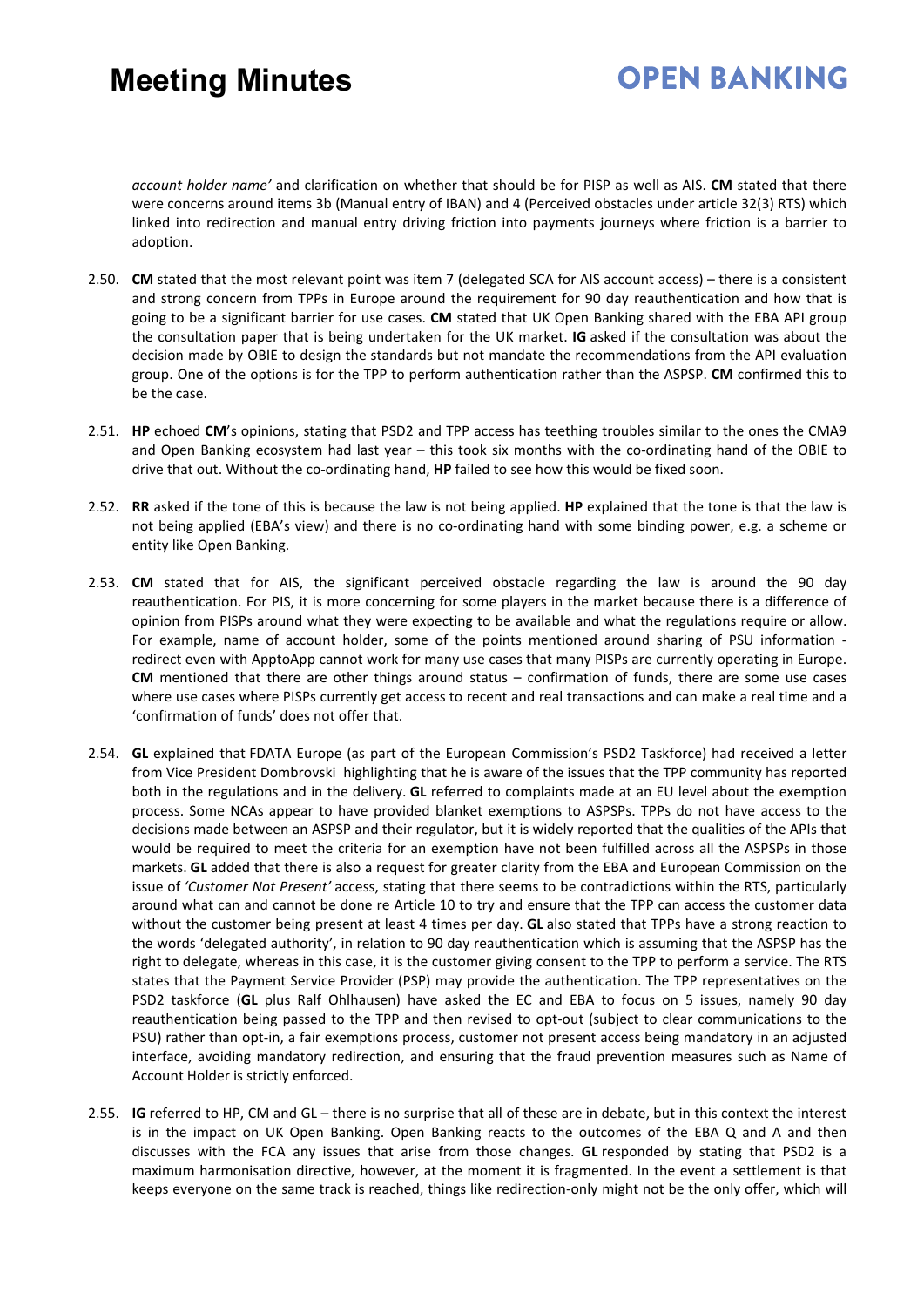*account holder name'* and clarification on whether that should be for PISP as well as AIS. **CM** stated that there were concerns around items 3b (Manual entry of IBAN) and 4 (Perceived obstacles under article 32(3) RTS) which linked into redirection and manual entry driving friction into payments journeys where friction is a barrier to adoption.

2.50. **CM** stated that the most relevant point was item 7 (delegated SCA for AIS account access) – there is a consistent and strong concern from TPPs in Europe around the requirement for 90 day reauthentication and how that is going to be a significant barrier for use cases. **CM** stated that UK Open Banking shared with the EBA API group the consultation paper that is being undertaken for the UK market. **IG** asked if the consultation was about the decision made by OBIE to design the standards but not mandate the recommendations from the API evaluation group. One of the options is for the TPP to perform authentication rather than the ASPSP. **CM** confirmed this to be the case.

2.51. **HP** echoed **CM**'s opinions, stating that PSD2 and TPP access has teething troubles similar to the ones the CMA9 and Open Banking ecosystem had last year – this took six months with the co-ordinating hand of the OBIE to drive that out. Without the co-ordinating hand, **HP** failed to see how this would be fixed soon.

2.52. **RR** asked if the tone of this is because the law is not being applied. **HP** explained that the tone is that the law is not being applied (EBA's view) and there is no co-ordinating hand with some binding power, e.g. a scheme or entity like Open Banking.

2.53. **CM** stated that for AIS, the significant perceived obstacle regarding the law is around the 90 day reauthentication. For PIS, it is more concerning for some players in the market because there is a difference of opinion from PISPs around what they were expecting to be available and what the regulations require or allow. For example, name of account holder, some of the points mentioned around sharing of PSU information - redirect even with ApptoApp cannot work for many use cases that many PISPs are currently operating in Europe. **CM** mentioned that there are other things around status – confirmation of funds, there are some use cases where use cases where PISPs currently get access to recent and real transactions and can make a real time and a 'confirmation of funds' does not offer that.

2.54. **GL** explained that FDATA Europe (as part of the European Commission's PSD2 Taskforce) had received a letter from Vice President Dombrovski highlighting that he is aware of the issues that the TPP community has reported both in the regulations and in the delivery. **GL** referred to complaints made at an EU level about the exemption process. Some NCAs appear to have provided blanket exemptions to ASPSPs. TPPs do not have access to the decisions made between an ASPSP and their regulator, but it is widely reported that the qualities of the APIs that would be required to meet the criteria for an exemption have not been fulfilled across all the ASPSPs in those markets. **GL** added that there is also a request for greater clarity from the EBA and European Commission on the issue of *'Customer Not Present'* access, stating that there seems to be contradictions within the RTS, particularly around what can and cannot be done re Article 10 to try and ensure that the TPP can access the customer data without the customer being present at least 4 times per day. **GL** also stated that TPPs have a strong reaction to the words 'delegated authority', in relation to 90 day reauthentication which is assuming that the ASPSP has the right to delegate, whereas in this case, it is the customer giving consent to the TPP to perform a service. The RTS states that the Payment Service Provider (PSP) may provide the authentication. The TPP representatives on the PSD2 taskforce (**GL** plus Ralf Ohlhausen) have asked the EC and EBA to focus on 5 issues, namely 90 day reauthentication being passed to the TPP and then revised to opt-out (subject to clear communications to the PSU) rather than opt-in, a fair exemptions process, customer not present access being mandatory in an adjusted interface, avoiding mandatory redirection, and ensuring that the fraud prevention measures such as Name of Account Holder is strictly enforced.

2.55. **IG** referred to HP, CM and GL – there is no surprise that all of these are in debate, but in this context the interest is in the impact on UK Open Banking. Open Banking reacts to the outcomes of the EBA Q and A and then discusses with the FCA any issues that arise from those changes. **GL** responded by stating that PSD2 is a maximum harmonisation directive, however, at the moment it is fragmented. In the event a settlement is that keeps everyone on the same track is reached, things like redirection-only might not be the only offer, which will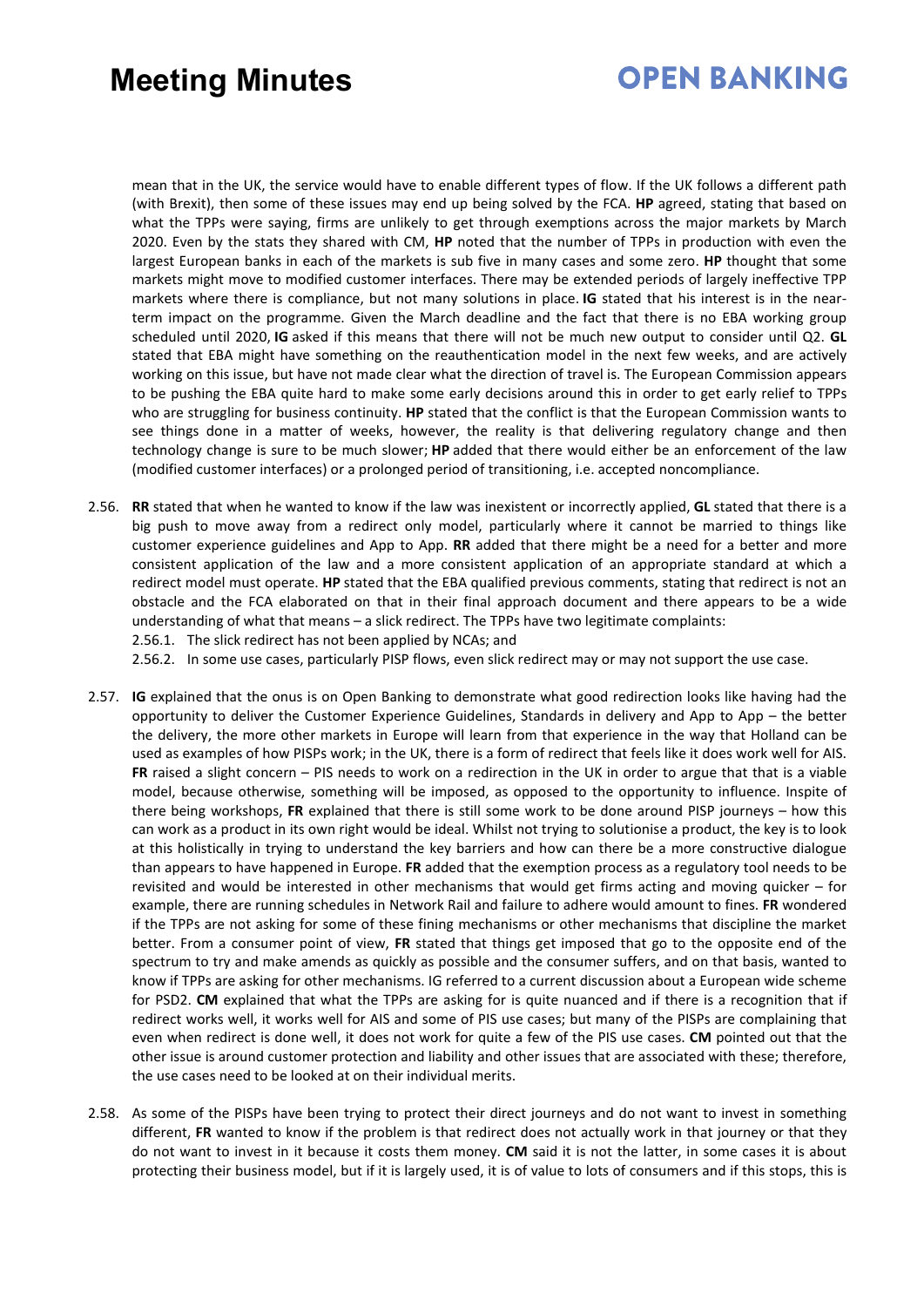mean that in the UK, the service would have to enable different types of flow. If the UK follows a different path (with Brexit), then some of these issues may end up being solved by the FCA. **HP** agreed, stating that based on what the TPPs were saying, firms are unlikely to get through exemptions across the major markets by March 2020. Even by the stats they shared with CM, **HP** noted that the number of TPPs in production with even the largest European banks in each of the markets is sub five in many cases and some zero. **HP** thought that some markets might move to modified customer interfaces. There may be extended periods of largely ineffective TPP markets where there is compliance, but not many solutions in place. **IG** stated that his interest is in the near-term impact on the programme. Given the March deadline and the fact that there is no EBA working group scheduled until 2020, **IG** asked if this means that there will not be much new output to consider until Q2. **GL** stated that EBA might have something on the reauthentication model in the next few weeks, and are actively working on this issue, but have not made clear what the direction of travel is. The European Commission appears to be pushing the EBA quite hard to make some early decisions around this in order to get early relief to TPPs who are struggling for business continuity. **HP** stated that the conflict is that the European Commission wants to see things done in a matter of weeks, however, the reality is that delivering regulatory change and then technology change is sure to be much slower; **HP** added that there would either be an enforcement of the law (modified customer interfaces) or a prolonged period of transitioning, i.e. accepted noncompliance.

2.56. **RR** stated that when he wanted to know if the law was inexistent or incorrectly applied, **GL** stated that there is a big push to move away from a redirect only model, particularly where it cannot be married to things like customer experience guidelines and App to App. **RR** added that there might be a need for a better and more consistent application of the law and a more consistent application of an appropriate standard at which a redirect model must operate. **HP** stated that the EBA qualified previous comments, stating that redirect is not an obstacle and the FCA elaborated on that in their final approach document and there appears to be a wide understanding of what that means – a slick redirect. The TPPs have two legitimate complaints:

2.56.1. The slick redirect has not been applied by NCAs; and

2.56.2. In some use cases, particularly PISP flows, even slick redirect may or may not support the use case.

2.57. **IG** explained that the onus is on Open Banking to demonstrate what good redirection looks like having had the opportunity to deliver the Customer Experience Guidelines, Standards in delivery and App to App – the better the delivery, the more other markets in Europe will learn from that experience in the way that Holland can be used as examples of how PISPs work; in the UK, there is a form of redirect that feels like it does work well for AIS. **FR** raised a slight concern – PIS needs to work on a redirection in the UK in order to argue that that is a viable model, because otherwise, something will be imposed, as opposed to the opportunity to influence. Inspite of there being workshops, **FR** explained that there is still some work to be done around PISP journeys – how this can work as a product in its own right would be ideal. Whilst not trying to solutionise a product, the key is to look at this holistically in trying to understand the key barriers and how can there be a more constructive dialogue than appears to have happened in Europe. **FR** added that the exemption process as a regulatory tool needs to be revisited and would be interested in other mechanisms that would get firms acting and moving quicker – for example, there are running schedules in Network Rail and failure to adhere would amount to fines. **FR** wondered if the TPPs are not asking for some of these fining mechanisms or other mechanisms that discipline the market better. From a consumer point of view, **FR** stated that things get imposed that go to the opposite end of the spectrum to try and make amends as quickly as possible and the consumer suffers, and on that basis, wanted to know if TPPs are asking for other mechanisms. IG referred to a current discussion about a European wide scheme for PSD2. **CM** explained that what the TPPs are asking for is quite nuanced and if there is a recognition that if redirect works well, it works well for AIS and some of PIS use cases; but many of the PISPs are complaining that even when redirect is done well, it does not work for quite a few of the PIS use cases. **CM** pointed out that the other issue is around customer protection and liability and other issues that are associated with these; therefore, the use cases need to be looked at on their individual merits.

2.58. As some of the PISPs have been trying to protect their direct journeys and do not want to invest in something different, **FR** wanted to know if the problem is that redirect does not actually work in that journey or that they do not want to invest in it because it costs them money. **CM** said it is not the latter, in some cases it is about protecting their business model, but if it is largely used, it is of value to lots of consumers and if this stops, this is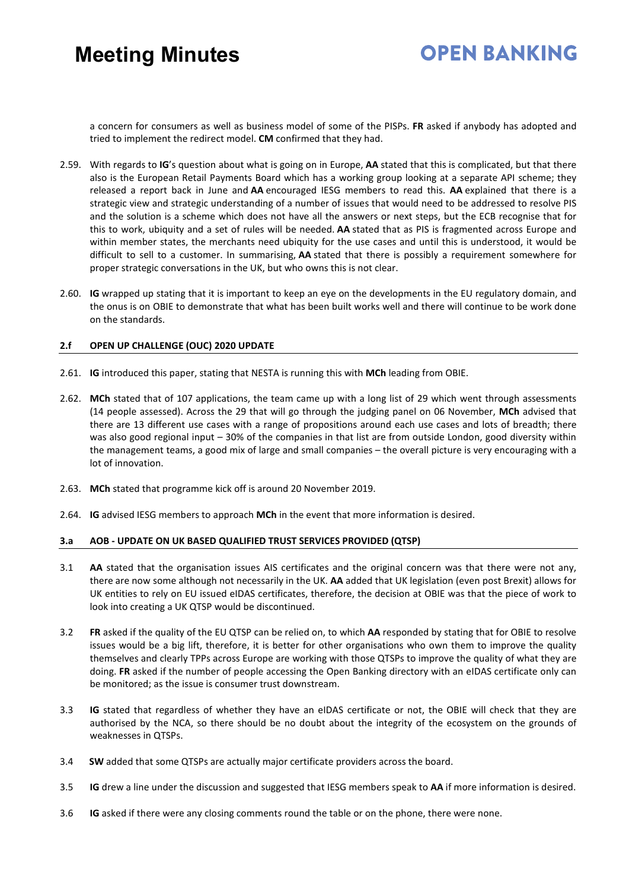a concern for consumers as well as business model of some of the PISPs. **FR** asked if anybody has adopted and tried to implement the redirect model. **CM** confirmed that they had.

2.59. With regards to **IG**'s question about what is going on in Europe, **AA** stated that this is complicated, but that there also is the European Retail Payments Board which has a working group looking at a separate API scheme; they released a report back in June and **AA** encouraged IESG members to read this. **AA** explained that there is a strategic view and strategic understanding of a number of issues that would need to be addressed to resolve PIS and the solution is a scheme which does not have all the answers or next steps, but the ECB recognise that for this to work, ubiquity and a set of rules will be needed. **AA** stated that as PIS is fragmented across Europe and within member states, the merchants need ubiquity for the use cases and until this is understood, it would be difficult to sell to a customer. In summarising, **AA** stated that there is possibly a requirement somewhere for proper strategic conversations in the UK, but who owns this is not clear.

2.60. **IG** wrapped up stating that it is important to keep an eye on the developments in the EU regulatory domain, and the onus is on OBIE to demonstrate that what has been built works well and there will continue to be work done on the standards.

### 2.f OPEN UP CHALLENGE (OUC) 2020 UPDATE

2.61. **IG** introduced this paper, stating that NESTA is running this with **MCh** leading from OBIE.

2.62. **MCh** stated that of 107 applications, the team came up with a long list of 29 which went through assessments (14 people assessed). Across the 29 that will go through the judging panel on 06 November, **MCh** advised that there are 13 different use cases with a range of propositions around each use cases and lots of breadth; there was also good regional input – 30% of the companies in that list are from outside London, good diversity within the management teams, a good mix of large and small companies – the overall picture is very encouraging with a lot of innovation.

2.63. **MCh** stated that programme kick off is around 20 November 2019.

2.64. **IG** advised IESG members to approach **MCh** in the event that more information is desired.

### 3.a AOB - UPDATE ON UK BASED QUALIFIED TRUST SERVICES PROVIDED (QTSP)

3.1 **AA** stated that the organisation issues AIS certificates and the original concern was that there were not any, there are now some although not necessarily in the UK. **AA** added that UK legislation (even post Brexit) allows for UK entities to rely on EU issued eIDAS certificates, therefore, the decision at OBIE was that the piece of work to look into creating a UK QTSP would be discontinued.

3.2 **FR** asked if the quality of the EU QTSP can be relied on, to which **AA** responded by stating that for OBIE to resolve issues would be a big lift, therefore, it is better for other organisations who own them to improve the quality themselves and clearly TPPs across Europe are working with those QTSPs to improve the quality of what they are doing. **FR** asked if the number of people accessing the Open Banking directory with an eIDAS certificate only can be monitored; as the issue is consumer trust downstream.

3.3 **IG** stated that regardless of whether they have an eIDAS certificate or not, the OBIE will check that they are authorised by the NCA, so there should be no doubt about the integrity of the ecosystem on the grounds of weaknesses in QTSPs.

3.4 **SW** added that some QTSPs are actually major certificate providers across the board.

3.5 **IG** drew a line under the discussion and suggested that IESG members speak to **AA** if more information is desired.

3.6 **IG** asked if there were any closing comments round the table or on the phone, there were none.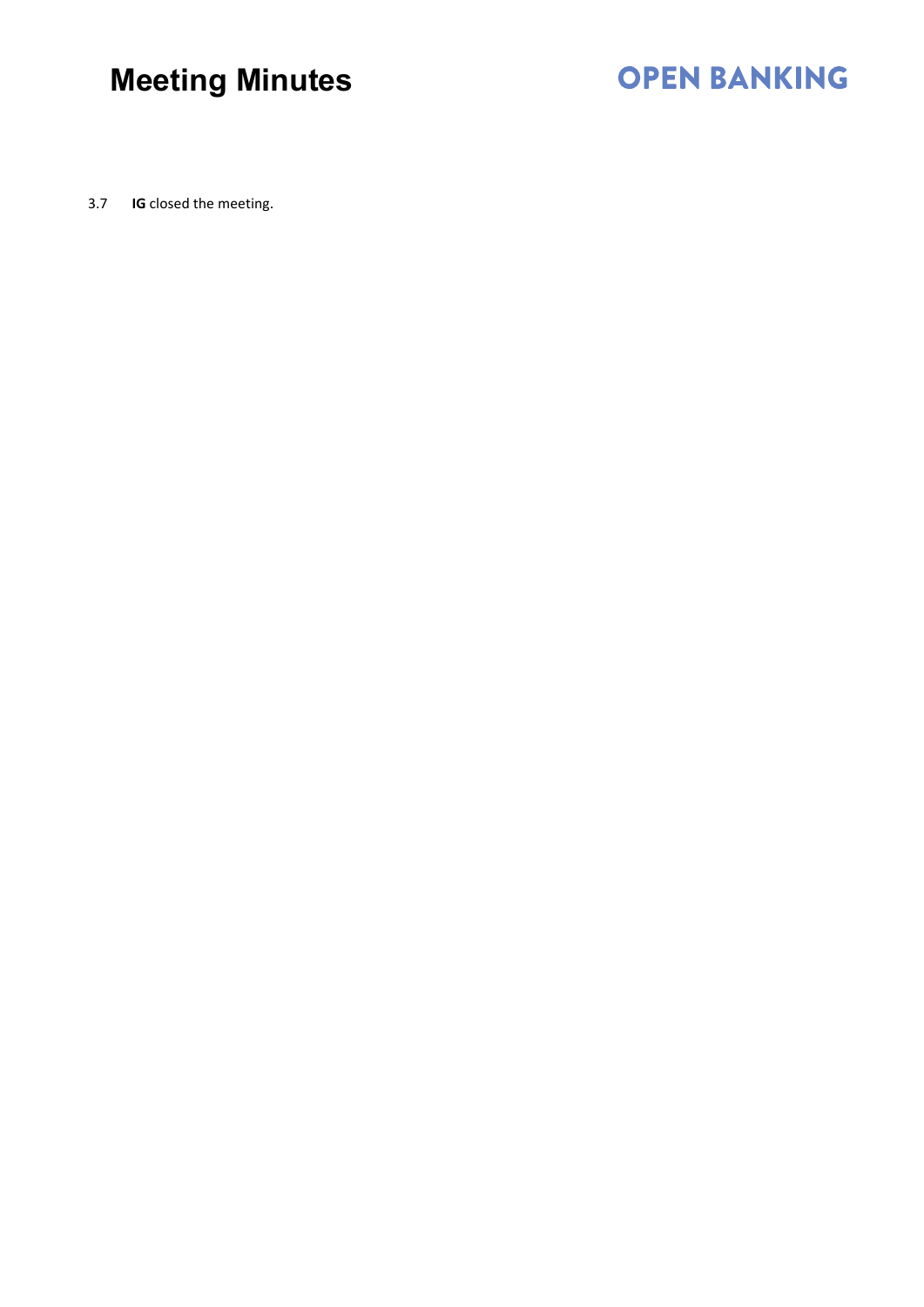3.7 **IG** closed the meeting.